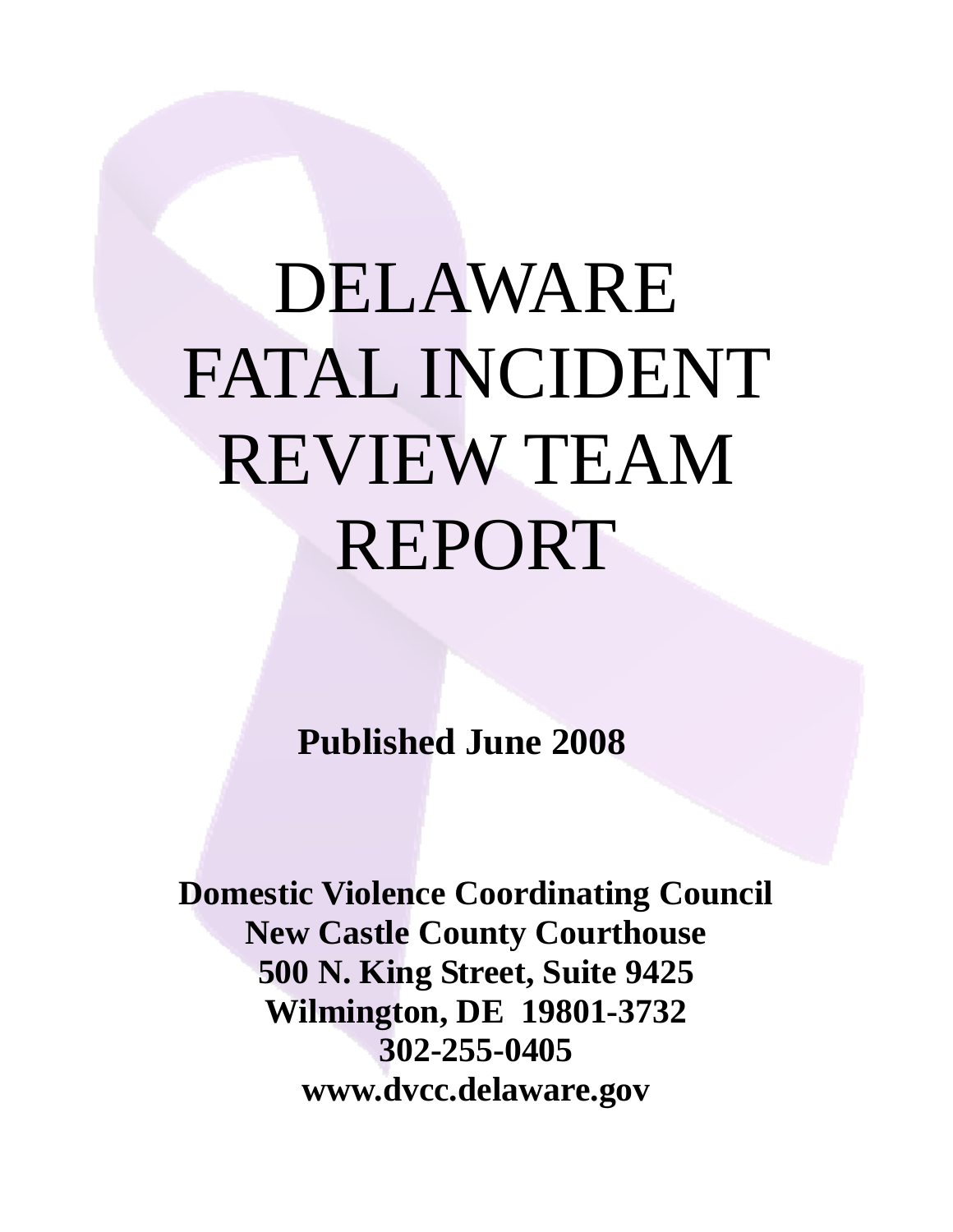# DELAWARE FATAL INCIDENT REVIEW TEAM REPORT

**Published June 2008**

**Domestic Violence Coordinating Council**
**New Castle County Courthouse**
**500 N. King Street, Suite 9425**
**Wilmington, DE 19801-3732**
**302-255-0405**
**www.dvcc.delaware.gov**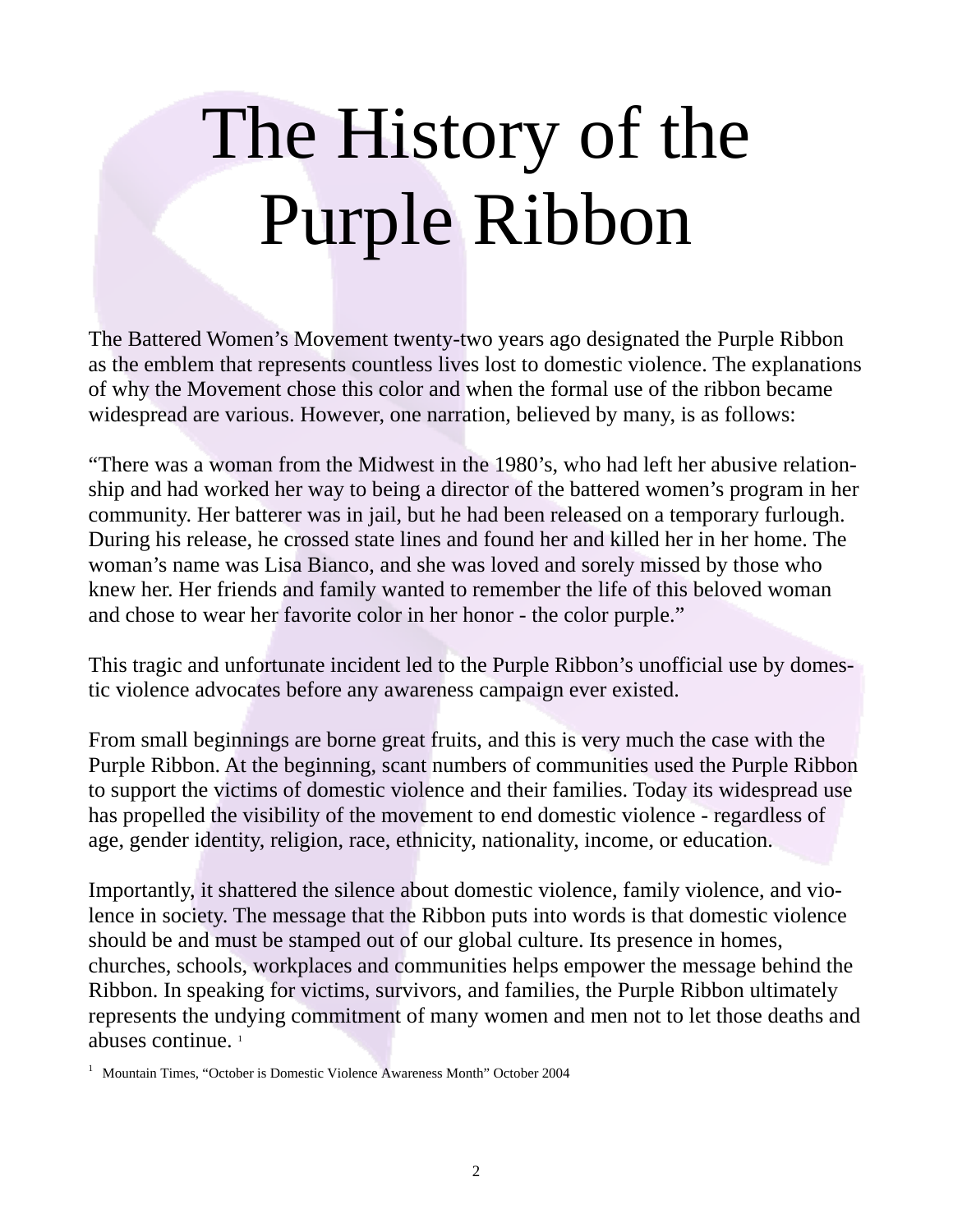# The History of the Purple Ribbon

The Battered Women's Movement twenty-two years ago designated the Purple Ribbon as the emblem that represents countless lives lost to domestic violence. The explanations of why the Movement chose this color and when the formal use of the ribbon became widespread are various. However, one narration, believed by many, is as follows:

"There was a woman from the Midwest in the 1980's, who had left her abusive relationship and had worked her way to being a director of the battered women's program in her community. Her batterer was in jail, but he had been released on a temporary furlough. During his release, he crossed state lines and found her and killed her in her home. The woman's name was Lisa Bianco, and she was loved and sorely missed by those who knew her. Her friends and family wanted to remember the life of this beloved woman and chose to wear her favorite color in her honor - the color purple."

This tragic and unfortunate incident led to the Purple Ribbon's unofficial use by domestic violence advocates before any awareness campaign ever existed.

From small beginnings are borne great fruits, and this is very much the case with the Purple Ribbon. At the beginning, scant numbers of communities used the Purple Ribbon to support the victims of domestic violence and their families. Today its widespread use has propelled the visibility of the movement to end domestic violence - regardless of age, gender identity, religion, race, ethnicity, nationality, income, or education.

Importantly, it shattered the silence about domestic violence, family violence, and violence in society. The message that the Ribbon puts into words is that domestic violence should be and must be stamped out of our global culture. Its presence in homes, churches, schools, workplaces and communities helps empower the message behind the Ribbon. In speaking for victims, survivors, and families, the Purple Ribbon ultimately represents the undying commitment of many women and men not to let those deaths and abuses continue. [1]

[1] Mountain Times, "October is Domestic Violence Awareness Month" October 2004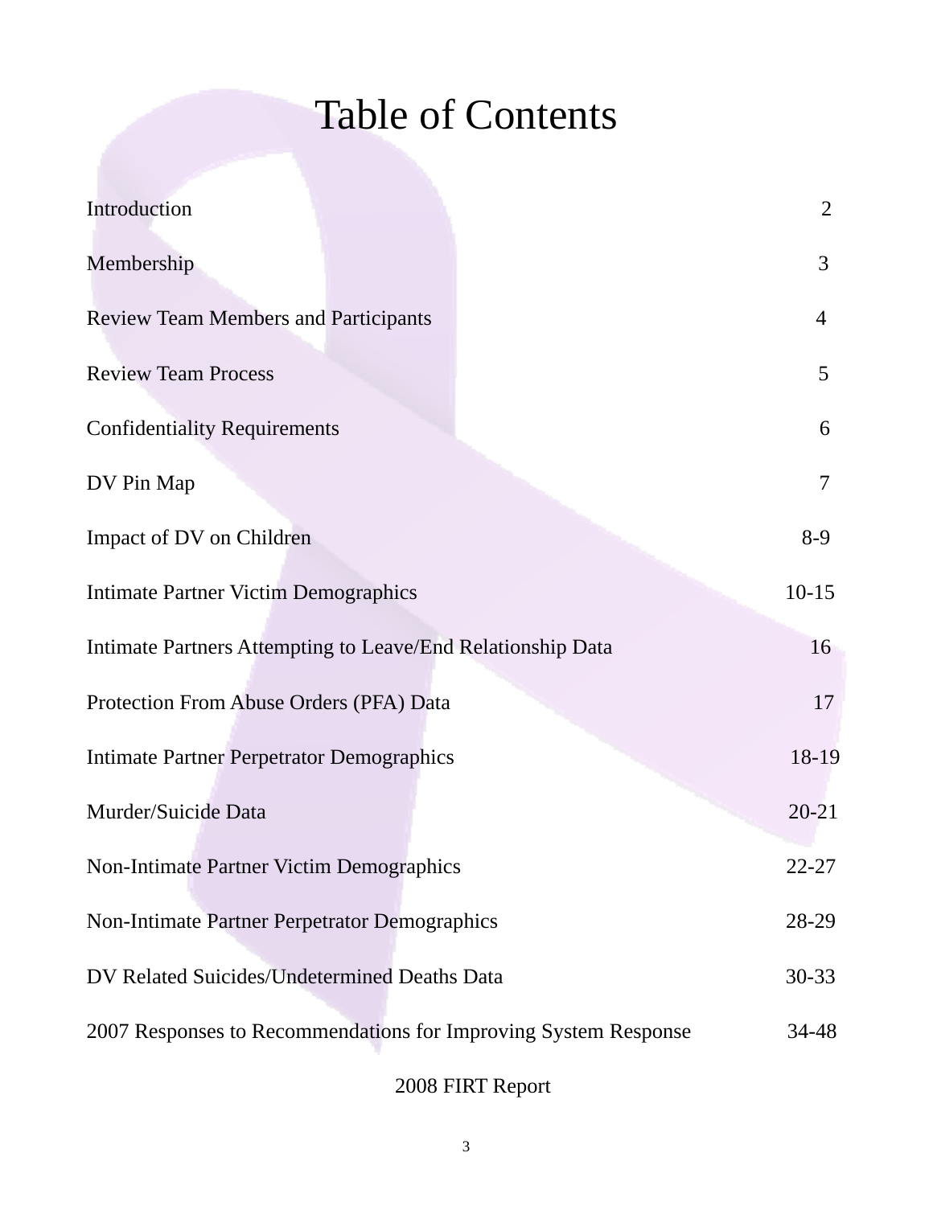# Table of Contents

| | |
|---|---|
| Introduction | 2 |
| Membership | 3 |
| Review Team Members and Participants | 4 |
| Review Team Process | 5 |
| Confidentiality Requirements | 6 |
| DV Pin Map | 7 |
| Impact of DV on Children | 8-9 |
| Intimate Partner Victim Demographics | 10-15 |
| Intimate Partners Attempting to Leave/End Relationship Data | 16 |
| Protection From Abuse Orders (PFA) Data | 17 |
| Intimate Partner Perpetrator Demographics | 18-19 |
| Murder/Suicide Data | 20-21 |
| Non-Intimate Partner Victim Demographics | 22-27 |
| Non-Intimate Partner Perpetrator Demographics | 28-29 |
| DV Related Suicides/Undetermined Deaths Data | 30-33 |
| 2007 Responses to Recommendations for Improving System Response | 34-48 |

2008 FIRT Report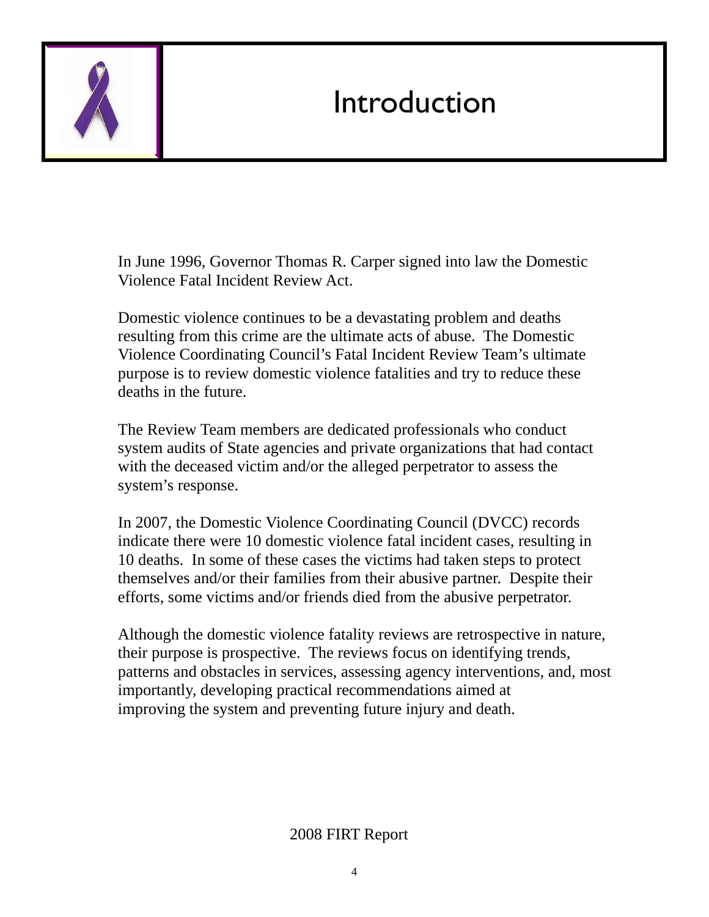# Introduction

In June 1996, Governor Thomas R. Carper signed into law the Domestic Violence Fatal Incident Review Act.

Domestic violence continues to be a devastating problem and deaths resulting from this crime are the ultimate acts of abuse. The Domestic Violence Coordinating Council's Fatal Incident Review Team's ultimate purpose is to review domestic violence fatalities and try to reduce these deaths in the future.

The Review Team members are dedicated professionals who conduct system audits of State agencies and private organizations that had contact with the deceased victim and/or the alleged perpetrator to assess the system's response.

In 2007, the Domestic Violence Coordinating Council (DVCC) records indicate there were 10 domestic violence fatal incident cases, resulting in 10 deaths. In some of these cases the victims had taken steps to protect themselves and/or their families from their abusive partner. Despite their efforts, some victims and/or friends died from the abusive perpetrator.

Although the domestic violence fatality reviews are retrospective in nature, their purpose is prospective. The reviews focus on identifying trends, patterns and obstacles in services, assessing agency interventions, and, most importantly, developing practical recommendations aimed at improving the system and preventing future injury and death.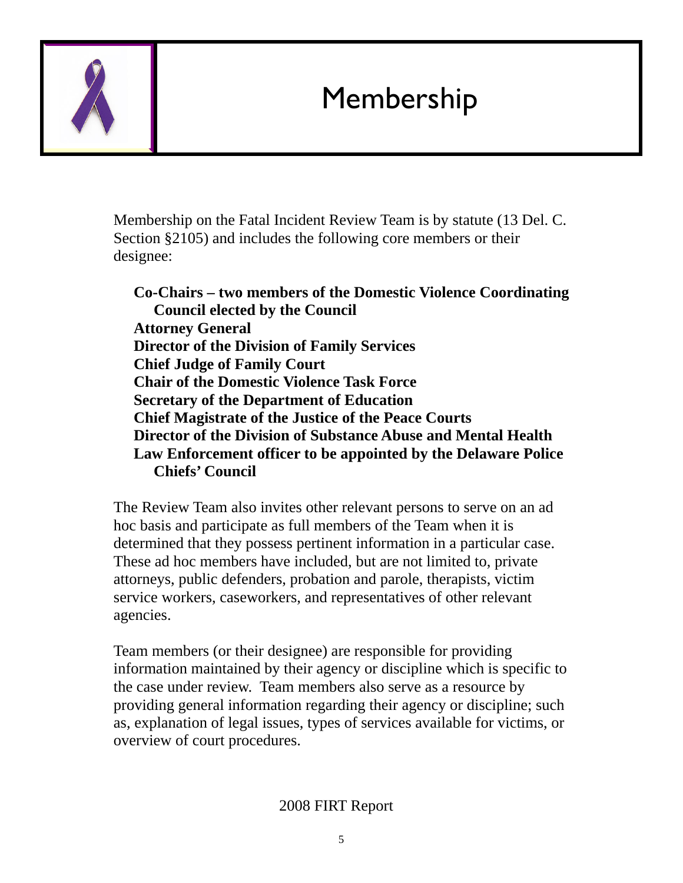# Membership

Membership on the Fatal Incident Review Team is by statute (13 Del. C. Section §2105) and includes the following core members or their designee:

- **Co-Chairs – two members of the Domestic Violence Coordinating Council elected by the Council**
- **Attorney General**
- **Director of the Division of Family Services**
- **Chief Judge of Family Court**
- **Chair of the Domestic Violence Task Force**
- **Secretary of the Department of Education**
- **Chief Magistrate of the Justice of the Peace Courts**
- **Director of the Division of Substance Abuse and Mental Health**
- **Law Enforcement officer to be appointed by the Delaware Police Chiefs' Council**

The Review Team also invites other relevant persons to serve on an ad hoc basis and participate as full members of the Team when it is determined that they possess pertinent information in a particular case. These ad hoc members have included, but are not limited to, private attorneys, public defenders, probation and parole, therapists, victim service workers, caseworkers, and representatives of other relevant agencies.

Team members (or their designee) are responsible for providing information maintained by their agency or discipline which is specific to the case under review. Team members also serve as a resource by providing general information regarding their agency or discipline; such as, explanation of legal issues, types of services available for victims, or overview of court procedures.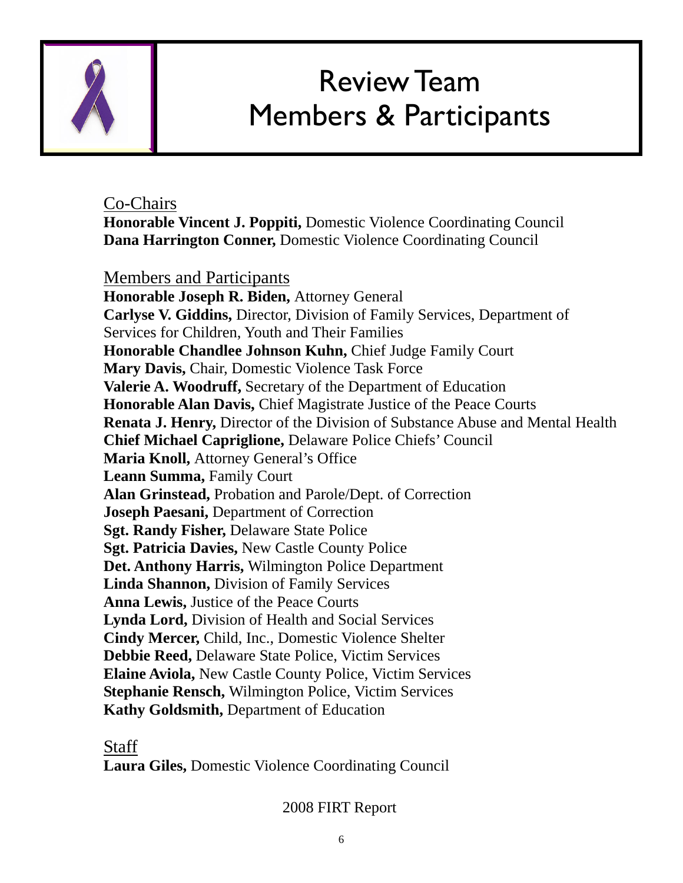# Review Team Members & Participants

Co-Chairs

**Honorable Vincent J. Poppiti,** Domestic Violence Coordinating Council
**Dana Harrington Conner,** Domestic Violence Coordinating Council

Members and Participants

**Honorable Joseph R. Biden,** Attorney General
**Carlyse V. Giddins,** Director, Division of Family Services, Department of Services for Children, Youth and Their Families
**Honorable Chandlee Johnson Kuhn,** Chief Judge Family Court
**Mary Davis,** Chair, Domestic Violence Task Force
**Valerie A. Woodruff,** Secretary of the Department of Education
**Honorable Alan Davis,** Chief Magistrate Justice of the Peace Courts
**Renata J. Henry,** Director of the Division of Substance Abuse and Mental Health
**Chief Michael Capriglione,** Delaware Police Chiefs' Council
**Maria Knoll,** Attorney General's Office
**Leann Summa,** Family Court
**Alan Grinstead,** Probation and Parole/Dept. of Correction
**Joseph Paesani,** Department of Correction
**Sgt. Randy Fisher,** Delaware State Police
**Sgt. Patricia Davies,** New Castle County Police
**Det. Anthony Harris,** Wilmington Police Department
**Linda Shannon,** Division of Family Services
**Anna Lewis,** Justice of the Peace Courts
**Lynda Lord,** Division of Health and Social Services
**Cindy Mercer,** Child, Inc., Domestic Violence Shelter
**Debbie Reed,** Delaware State Police, Victim Services
**Elaine Aviola,** New Castle County Police, Victim Services
**Stephanie Rensch,** Wilmington Police, Victim Services
**Kathy Goldsmith,** Department of Education

Staff

**Laura Giles,** Domestic Violence Coordinating Council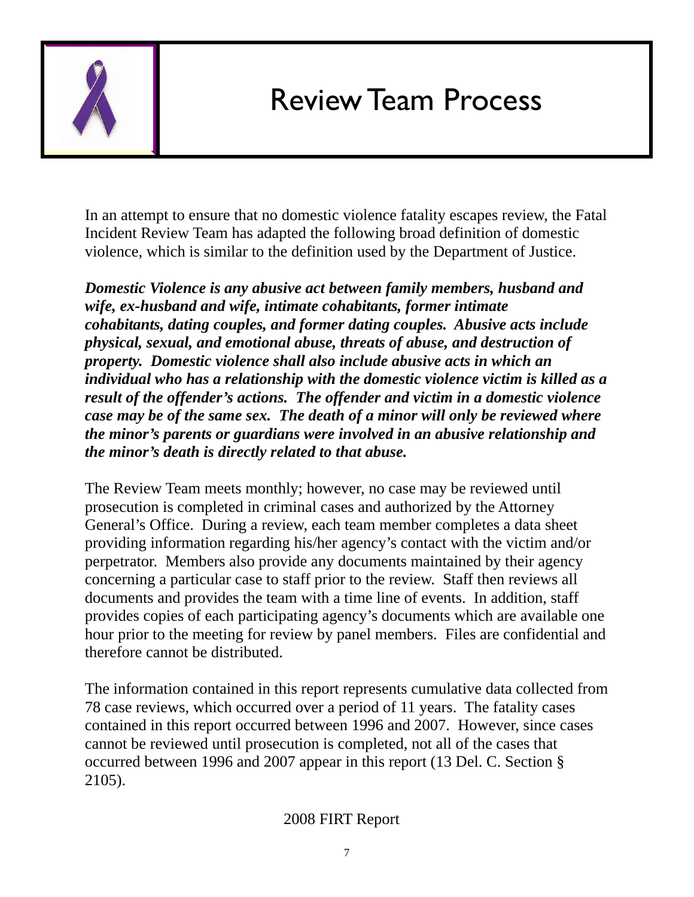# Review Team Process

In an attempt to ensure that no domestic violence fatality escapes review, the Fatal Incident Review Team has adapted the following broad definition of domestic violence, which is similar to the definition used by the Department of Justice.

***Domestic Violence is any abusive act between family members, husband and wife, ex-husband and wife, intimate cohabitants, former intimate cohabitants, dating couples, and former dating couples. Abusive acts include physical, sexual, and emotional abuse, threats of abuse, and destruction of property. Domestic violence shall also include abusive acts in which an individual who has a relationship with the domestic violence victim is killed as a result of the offender's actions. The offender and victim in a domestic violence case may be of the same sex. The death of a minor will only be reviewed where the minor's parents or guardians were involved in an abusive relationship and the minor's death is directly related to that abuse.***

The Review Team meets monthly; however, no case may be reviewed until prosecution is completed in criminal cases and authorized by the Attorney General's Office. During a review, each team member completes a data sheet providing information regarding his/her agency's contact with the victim and/or perpetrator. Members also provide any documents maintained by their agency concerning a particular case to staff prior to the review. Staff then reviews all documents and provides the team with a time line of events. In addition, staff provides copies of each participating agency's documents which are available one hour prior to the meeting for review by panel members. Files are confidential and therefore cannot be distributed.

The information contained in this report represents cumulative data collected from 78 case reviews, which occurred over a period of 11 years. The fatality cases contained in this report occurred between 1996 and 2007. However, since cases cannot be reviewed until prosecution is completed, not all of the cases that occurred between 1996 and 2007 appear in this report (13 Del. C. Section § 2105).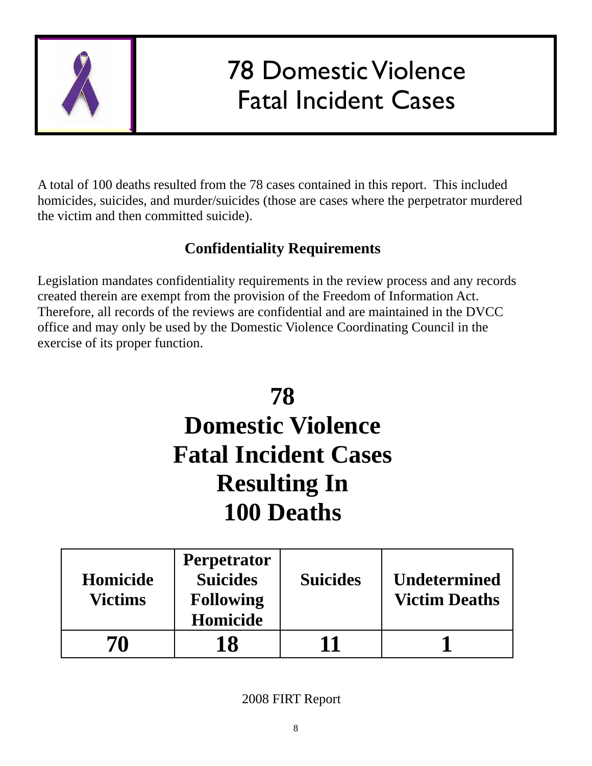# 78 Domestic Violence Fatal Incident Cases

A total of 100 deaths resulted from the 78 cases contained in this report. This included homicides, suicides, and murder/suicides (those are cases where the perpetrator murdered the victim and then committed suicide).

## Confidentiality Requirements

Legislation mandates confidentiality requirements in the review process and any records created therein are exempt from the provision of the Freedom of Information Act. Therefore, all records of the reviews are confidential and are maintained in the DVCC office and may only be used by the Domestic Violence Coordinating Council in the exercise of its proper function.

# 78 Domestic Violence Fatal Incident Cases Resulting In 100 Deaths

| Homicide Victims | Perpetrator Suicides Following Homicide | Suicides | Undetermined Victim Deaths |
|---|---|---|---|
| **70** | **18** | **11** | **1** |

2008 FIRT Report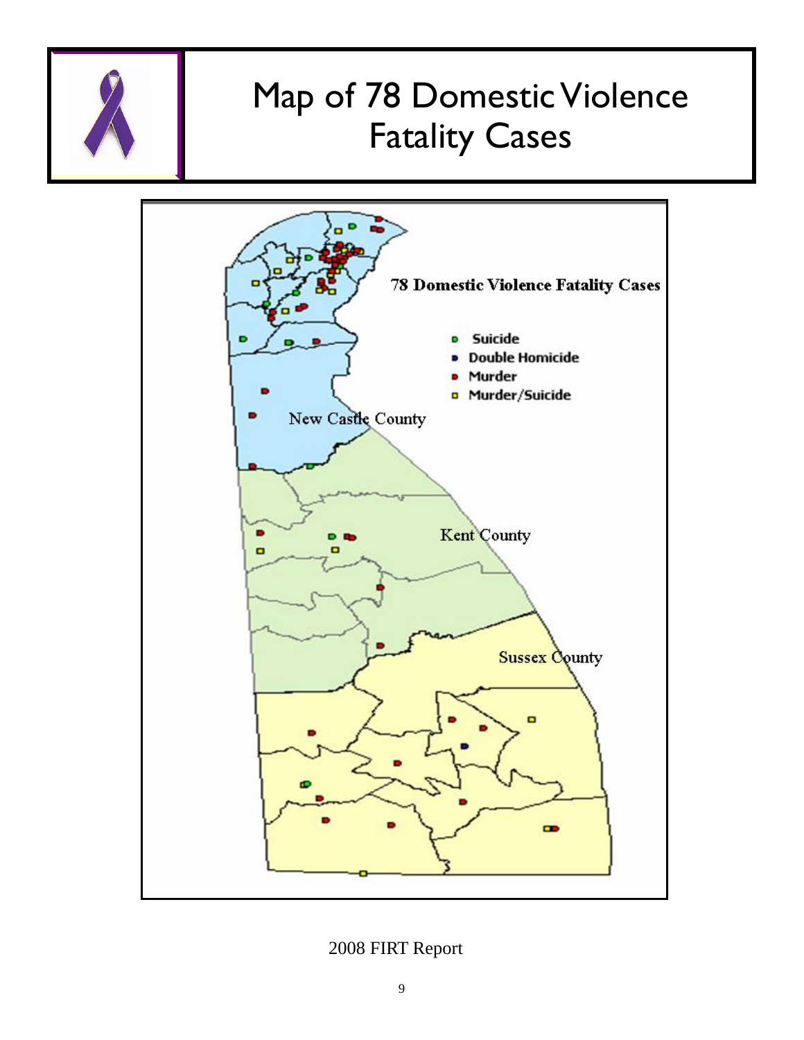# Map of 78 Domestic Violence Fatality Cases

78 Domestic Violence Fatality Cases

- Suicide
- Double Homicide
- Murder
- Murder/Suicide

New Castle County

Kent County

Sussex County

2008 FIRT Report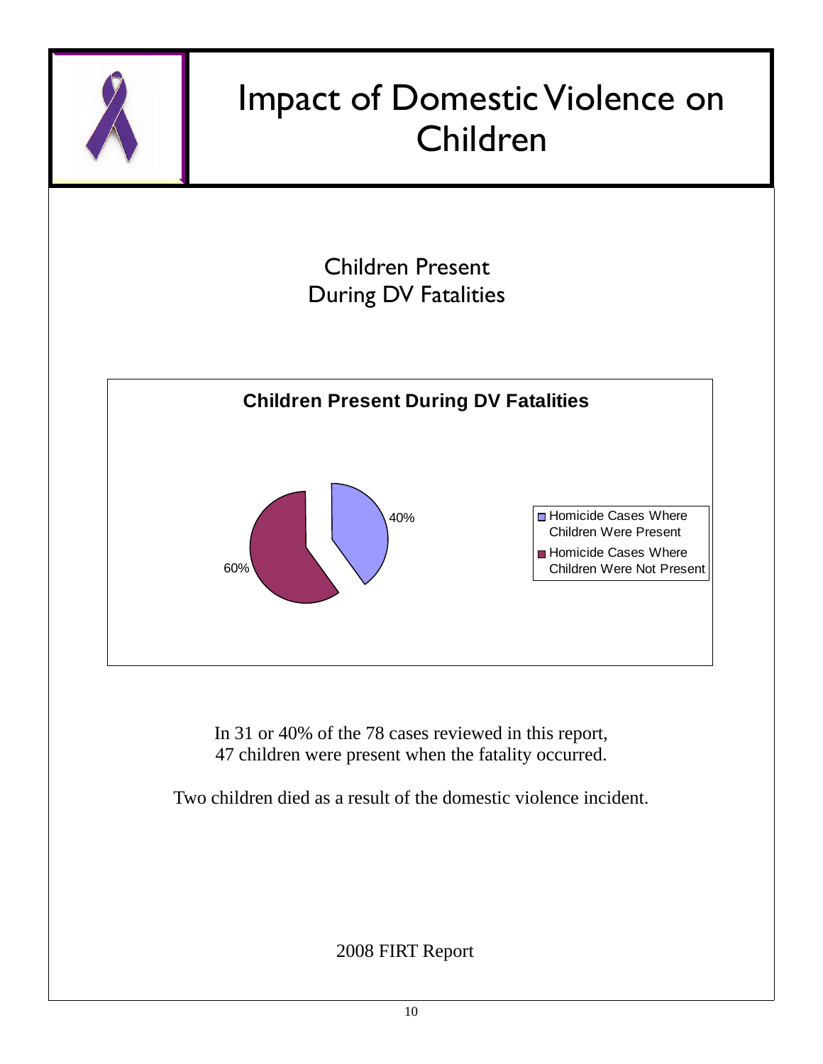# Impact of Domestic Violence on Children

## Children Present During DV Fatalities

**Children Present During DV Fatalities**

- Homicide Cases Where Children Were Present: 40%
- Homicide Cases Where Children Were Not Present: 60%

In 31 or 40% of the 78 cases reviewed in this report, 47 children were present when the fatality occurred.

Two children died as a result of the domestic violence incident.

2008 FIRT Report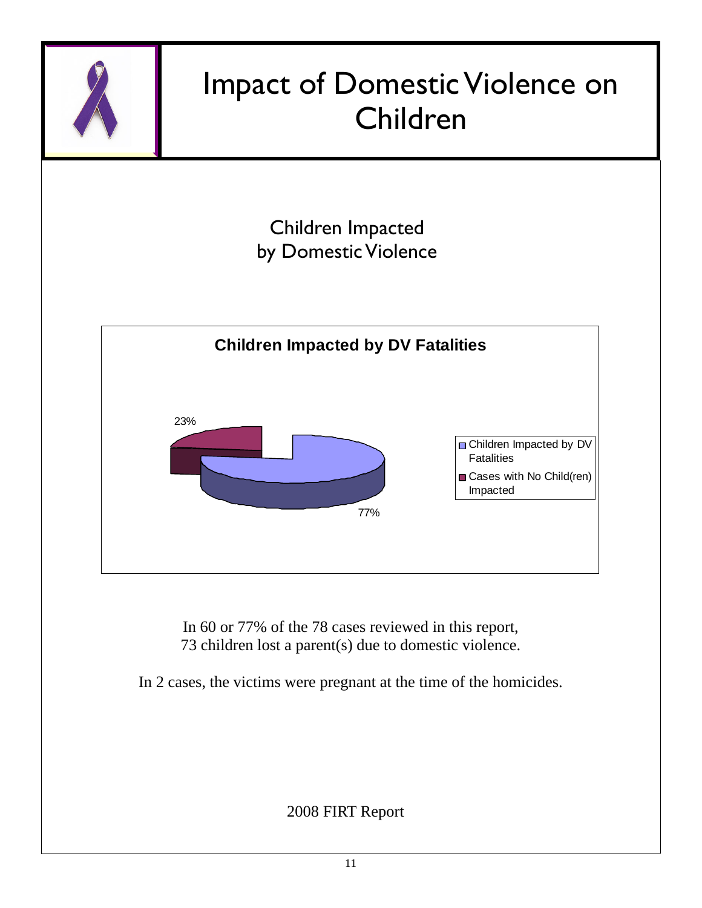# Impact of Domestic Violence on Children

## Children Impacted by Domestic Violence

**Children Impacted by DV Fatalities**

23%

77%

- Children Impacted by DV Fatalities
- Cases with No Child(ren) Impacted

In 60 or 77% of the 78 cases reviewed in this report, 73 children lost a parent(s) due to domestic violence.

In 2 cases, the victims were pregnant at the time of the homicides.

2008 FIRT Report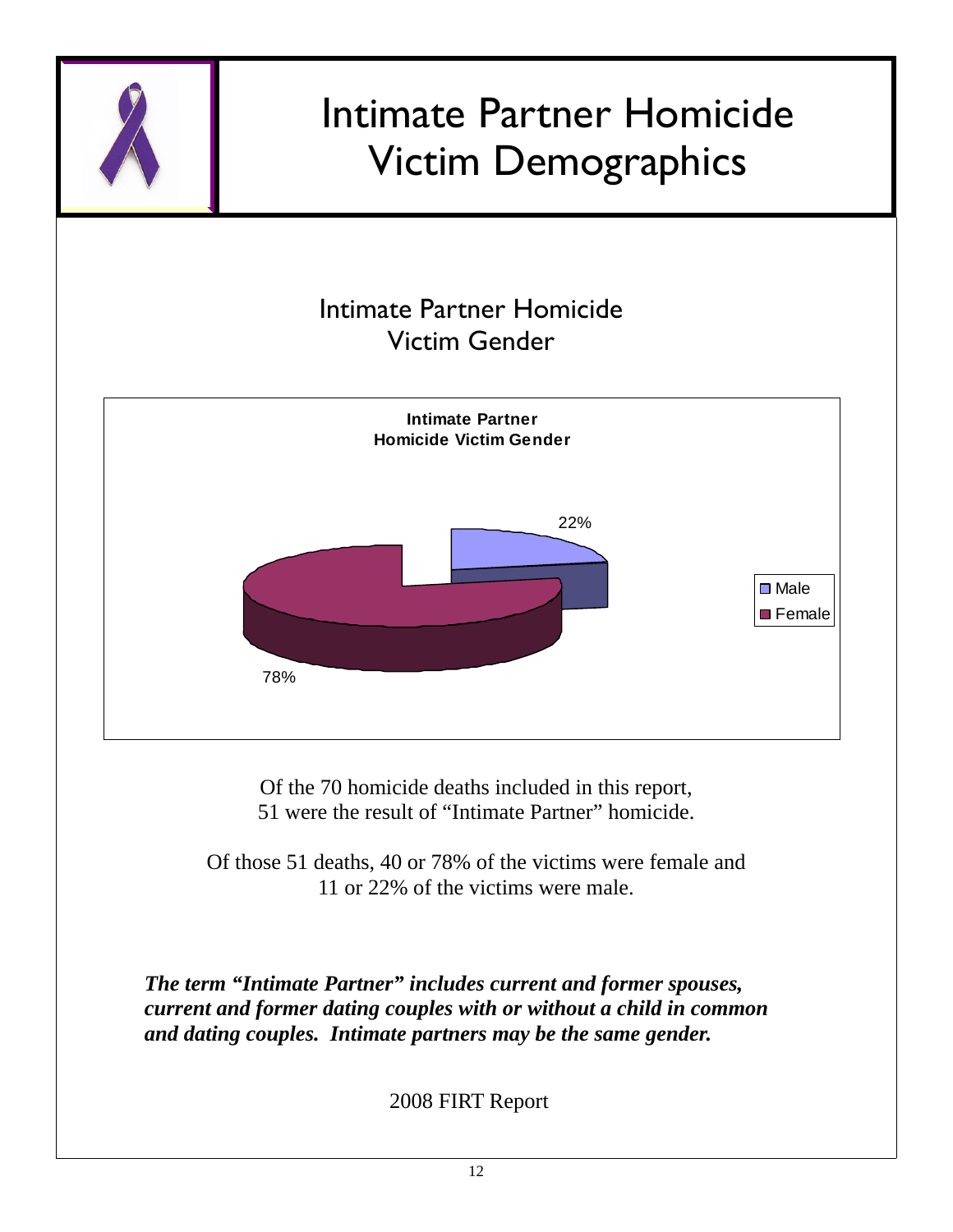# Intimate Partner Homicide Victim Demographics

## Intimate Partner Homicide Victim Gender

**Intimate Partner Homicide Victim Gender**

| Gender | Percent |
|---|---|
| Male | 22% |
| Female | 78% |

Of the 70 homicide deaths included in this report, 51 were the result of "Intimate Partner" homicide.

Of those 51 deaths, 40 or 78% of the victims were female and 11 or 22% of the victims were male.

***The term "Intimate Partner" includes current and former spouses, current and former dating couples with or without a child in common and dating couples. Intimate partners may be the same gender.***

2008 FIRT Report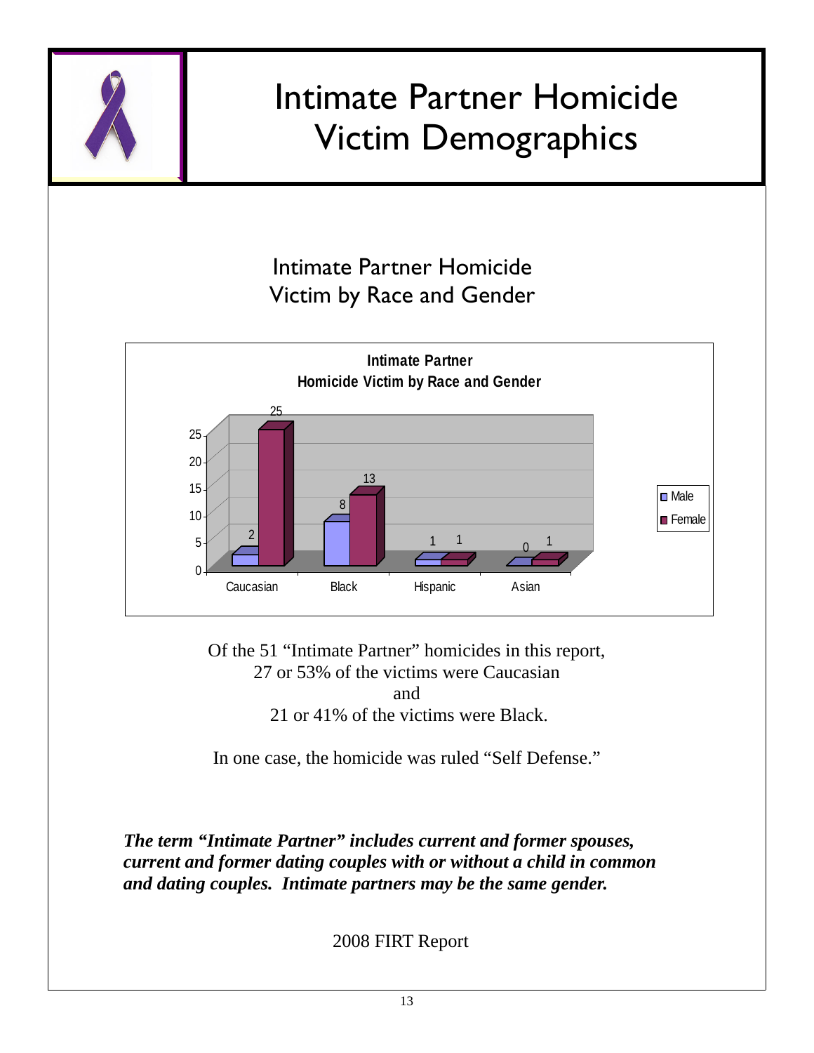# Intimate Partner Homicide Victim Demographics

## Intimate Partner Homicide Victim by Race and Gender

**Intimate Partner Homicide Victim by Race and Gender**

| Race | Male | Female |
|---|---|---|
| Caucasian | 2 | 25 |
| Black | 8 | 13 |
| Hispanic | 1 | 1 |
| Asian | 0 | 1 |

Of the 51 "Intimate Partner" homicides in this report,
27 or 53% of the victims were Caucasian
and
21 or 41% of the victims were Black.

In one case, the homicide was ruled "Self Defense."

***The term "Intimate Partner" includes current and former spouses, current and former dating couples with or without a child in common and dating couples. Intimate partners may be the same gender.***

2008 FIRT Report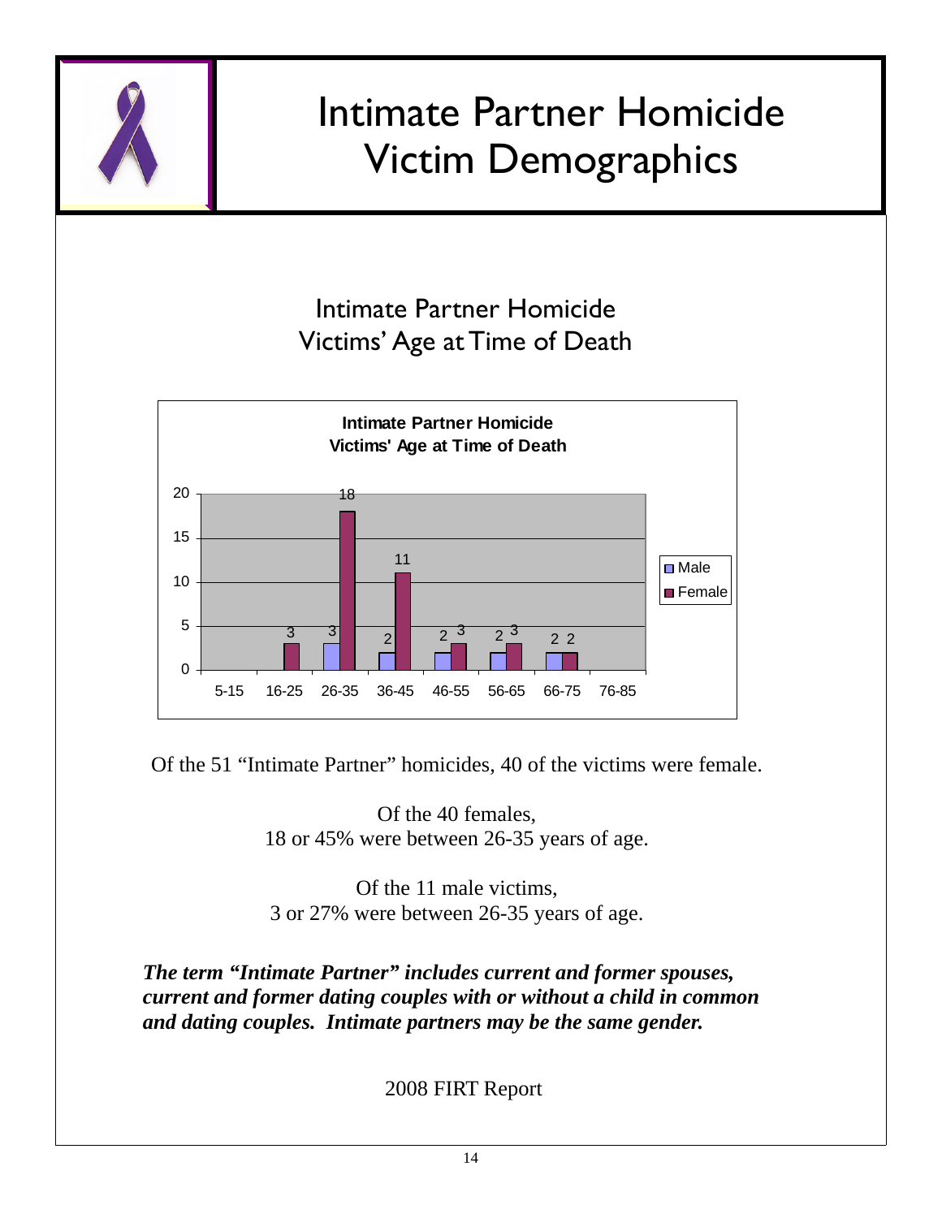# Intimate Partner Homicide Victim Demographics

## Intimate Partner Homicide Victims' Age at Time of Death

**Intimate Partner Homicide Victims' Age at Time of Death**

| Age | Male | Female |
|---|---|---|
| 5-15 | | |
| 16-25 | | 3 |
| 26-35 | 3 | 18 |
| 36-45 | 2 | 11 |
| 46-55 | 2 | 3 |
| 56-65 | 2 | 3 |
| 66-75 | 2 | 2 |
| 76-85 | | |

Of the 51 "Intimate Partner" homicides, 40 of the victims were female.

Of the 40 females,
18 or 45% were between 26-35 years of age.

Of the 11 male victims,
3 or 27% were between 26-35 years of age.

***The term "Intimate Partner" includes current and former spouses, current and former dating couples with or without a child in common and dating couples. Intimate partners may be the same gender.***

2008 FIRT Report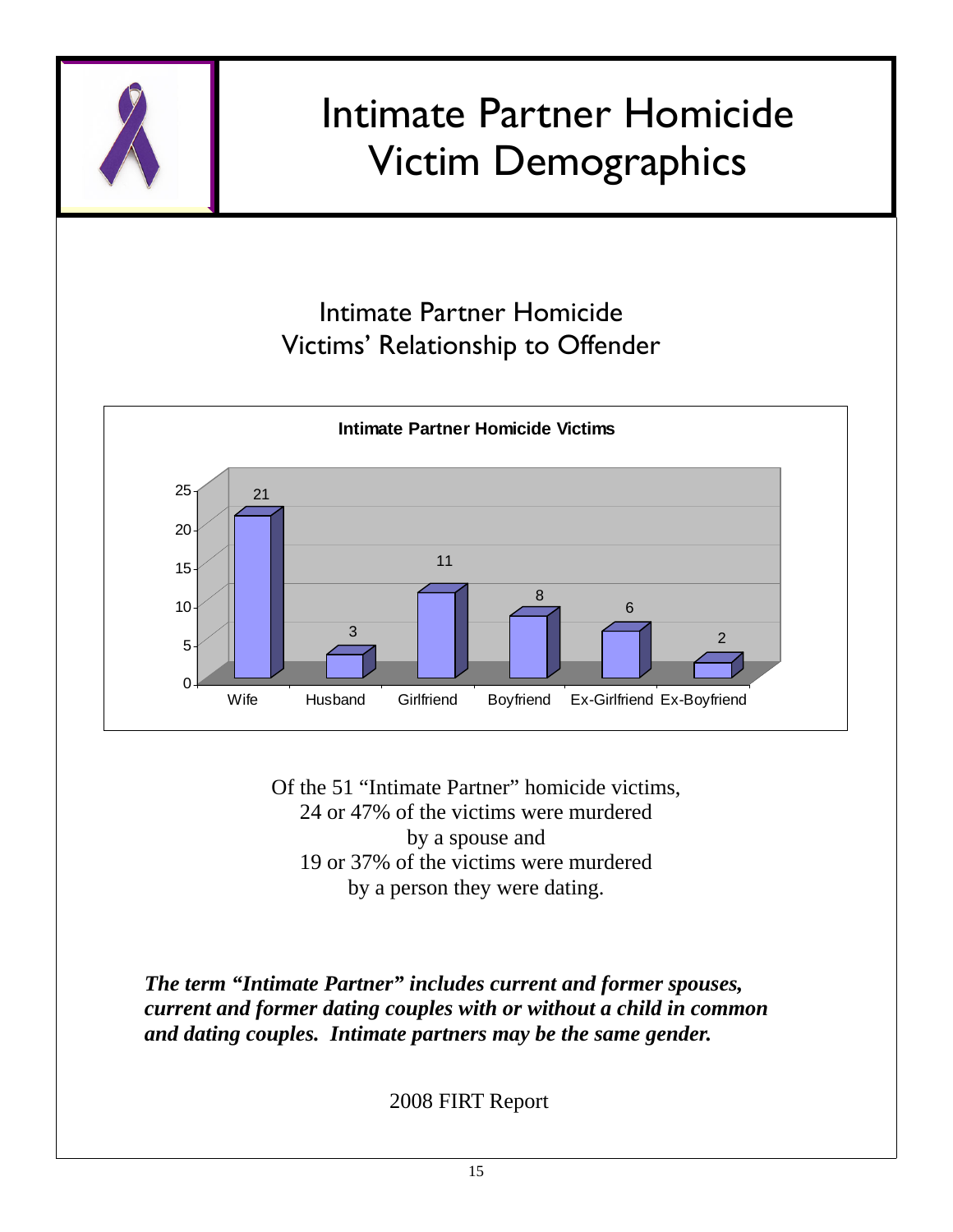# Intimate Partner Homicide Victim Demographics

## Intimate Partner Homicide Victims' Relationship to Offender

**Intimate Partner Homicide Victims**

| Relationship | Victims |
|---|---|
| Wife | 21 |
| Husband | 3 |
| Girlfriend | 11 |
| Boyfriend | 8 |
| Ex-Girlfriend | 6 |
| Ex-Boyfriend | 2 |

Of the 51 "Intimate Partner" homicide victims,
24 or 47% of the victims were murdered
by a spouse and
19 or 37% of the victims were murdered
by a person they were dating.

***The term "Intimate Partner" includes current and former spouses, current and former dating couples with or without a child in common and dating couples. Intimate partners may be the same gender.***

2008 FIRT Report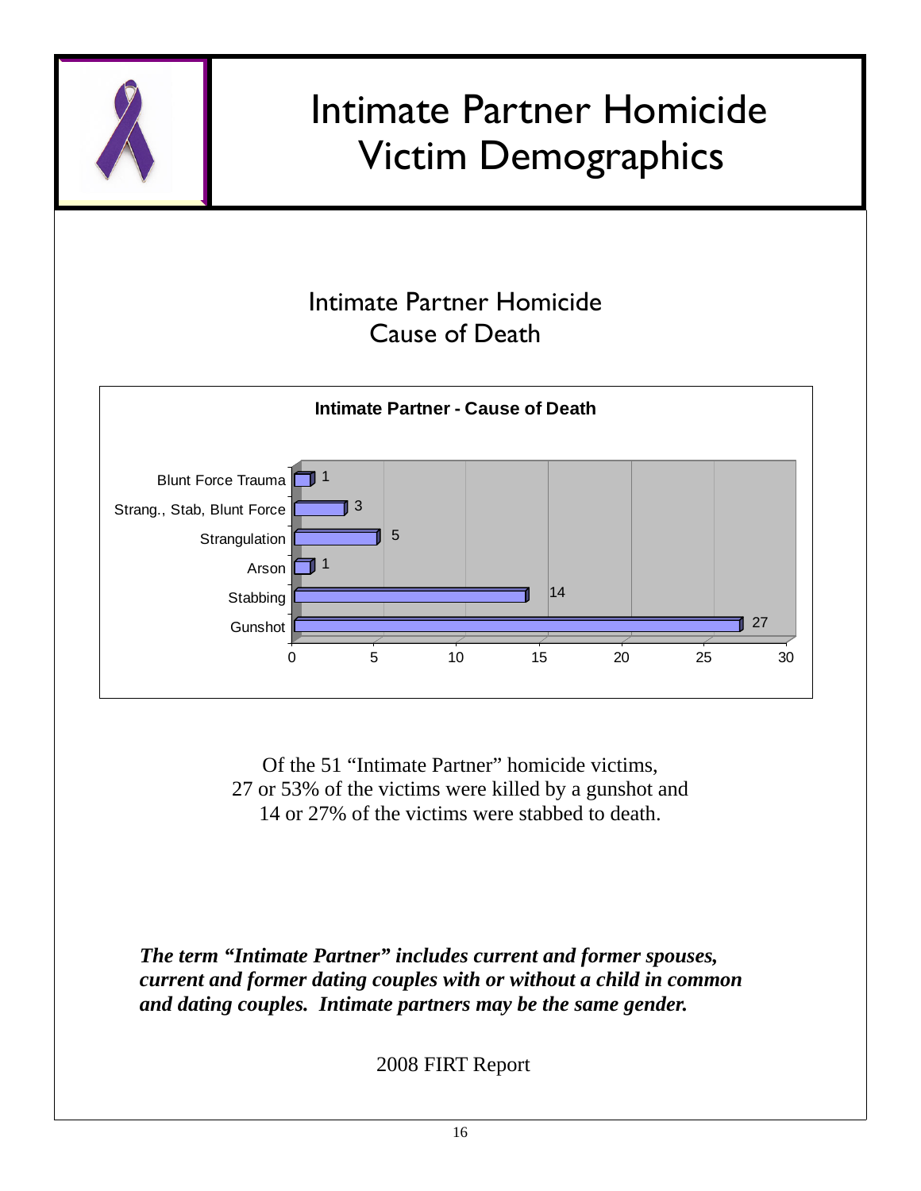# Intimate Partner Homicide Victim Demographics

## Intimate Partner Homicide Cause of Death

**Intimate Partner - Cause of Death**

| Cause of Death | Count |
|---|---|
| Blunt Force Trauma | 1 |
| Strang., Stab, Blunt Force | 3 |
| Strangulation | 5 |
| Arson | 1 |
| Stabbing | 14 |
| Gunshot | 27 |

Of the 51 "Intimate Partner" homicide victims, 27 or 53% of the victims were killed by a gunshot and 14 or 27% of the victims were stabbed to death.

***The term "Intimate Partner" includes current and former spouses, current and former dating couples with or without a child in common and dating couples. Intimate partners may be the same gender.***

2008 FIRT Report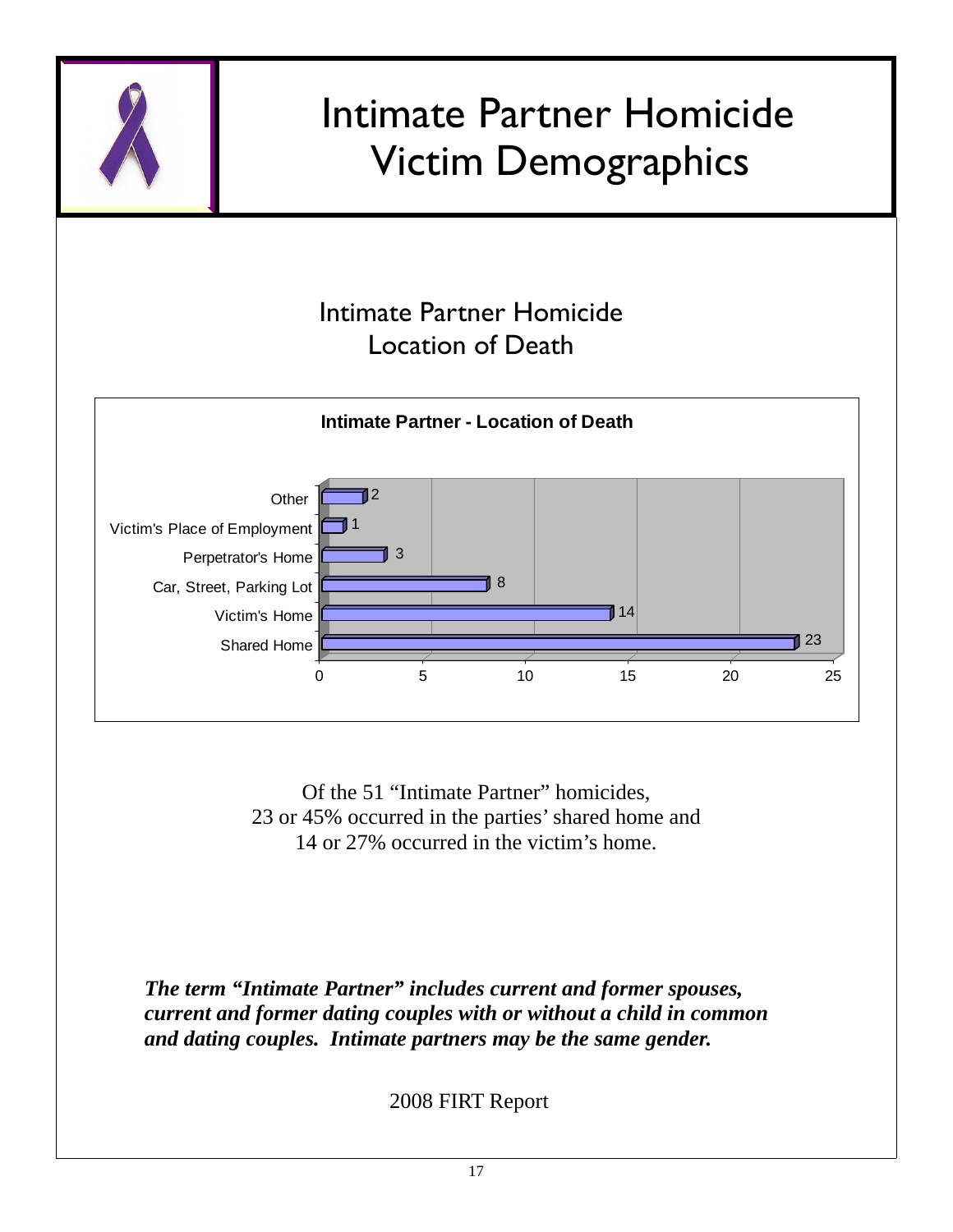# Intimate Partner Homicide Victim Demographics

## Intimate Partner Homicide Location of Death

**Intimate Partner - Location of Death**

| Location | Count |
|---|---|
| Other | 2 |
| Victim's Place of Employment | 1 |
| Perpetrator's Home | 3 |
| Car, Street, Parking Lot | 8 |
| Victim's Home | 14 |
| Shared Home | 23 |

Of the 51 "Intimate Partner" homicides,
23 or 45% occurred in the parties' shared home and
14 or 27% occurred in the victim's home.

***The term "Intimate Partner" includes current and former spouses, current and former dating couples with or without a child in common and dating couples. Intimate partners may be the same gender.***

2008 FIRT Report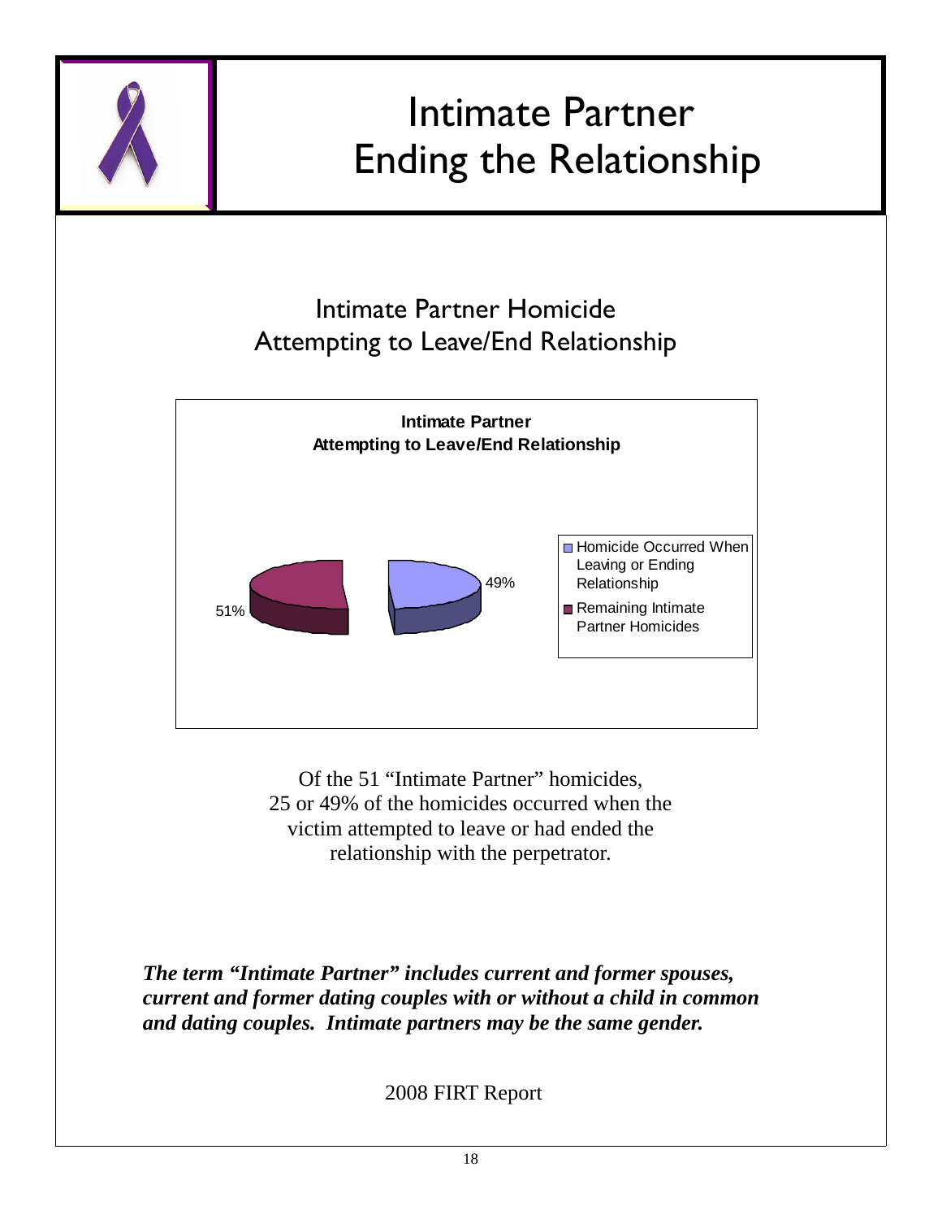# Intimate Partner Ending the Relationship

## Intimate Partner Homicide Attempting to Leave/End Relationship

**Intimate Partner Attempting to Leave/End Relationship**

| Category | Percentage |
| --- | --- |
| Homicide Occurred When Leaving or Ending Relationship | 49% |
| Remaining Intimate Partner Homicides | 51% |

Of the 51 "Intimate Partner" homicides, 25 or 49% of the homicides occurred when the victim attempted to leave or had ended the relationship with the perpetrator.

***The term "Intimate Partner" includes current and former spouses, current and former dating couples with or without a child in common and dating couples. Intimate partners may be the same gender.***

2008 FIRT Report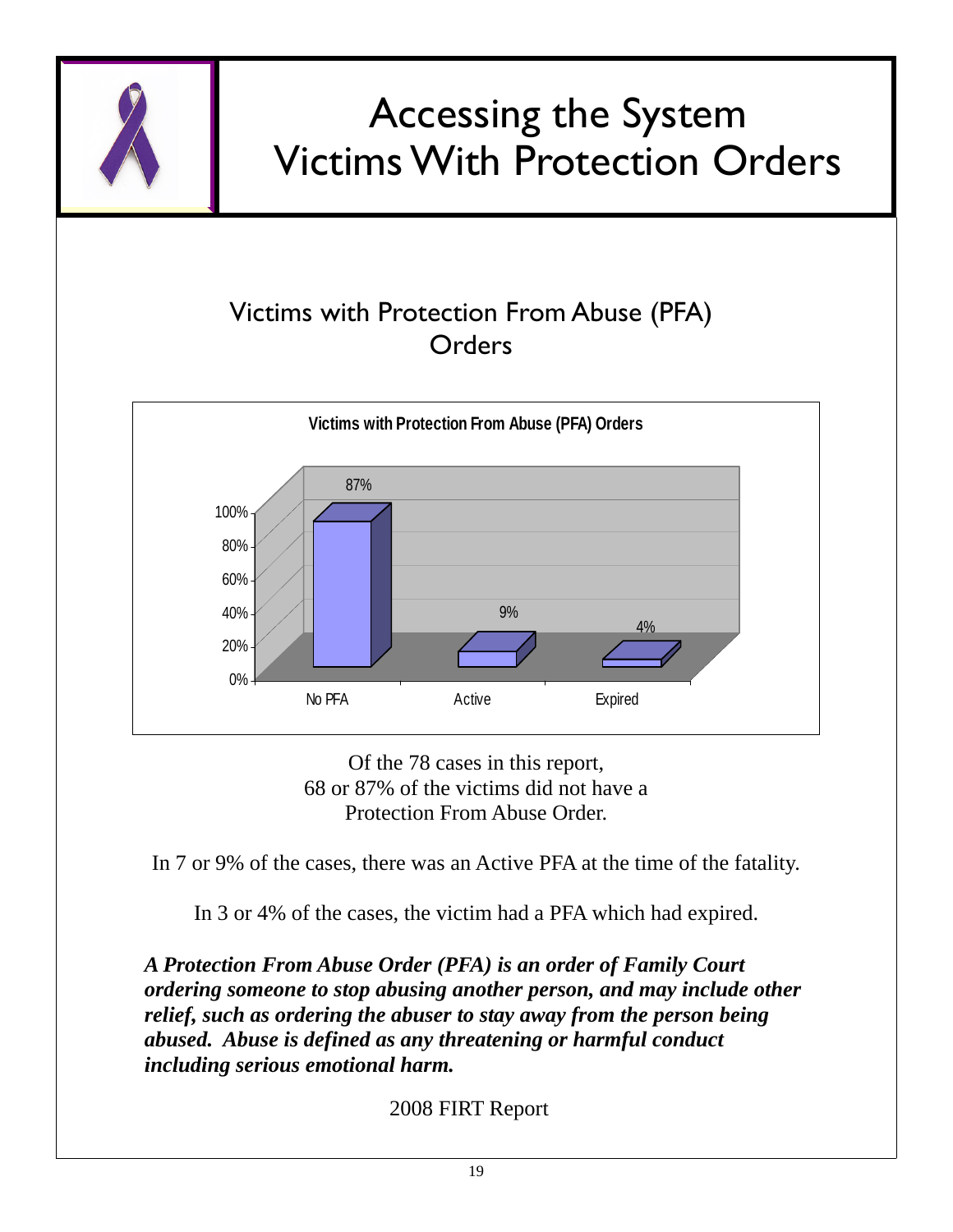# Accessing the System
# Victims With Protection Orders

## Victims with Protection From Abuse (PFA) Orders

**Victims with Protection From Abuse (PFA) Orders**

| Category | Percentage |
|---|---|
| No PFA | 87% |
| Active | 9% |
| Expired | 4% |

Of the 78 cases in this report,
68 or 87% of the victims did not have a
Protection From Abuse Order.

In 7 or 9% of the cases, there was an Active PFA at the time of the fatality.

In 3 or 4% of the cases, the victim had a PFA which had expired.

***A Protection From Abuse Order (PFA) is an order of Family Court ordering someone to stop abusing another person, and may include other relief, such as ordering the abuser to stay away from the person being abused. Abuse is defined as any threatening or harmful conduct including serious emotional harm.***

2008 FIRT Report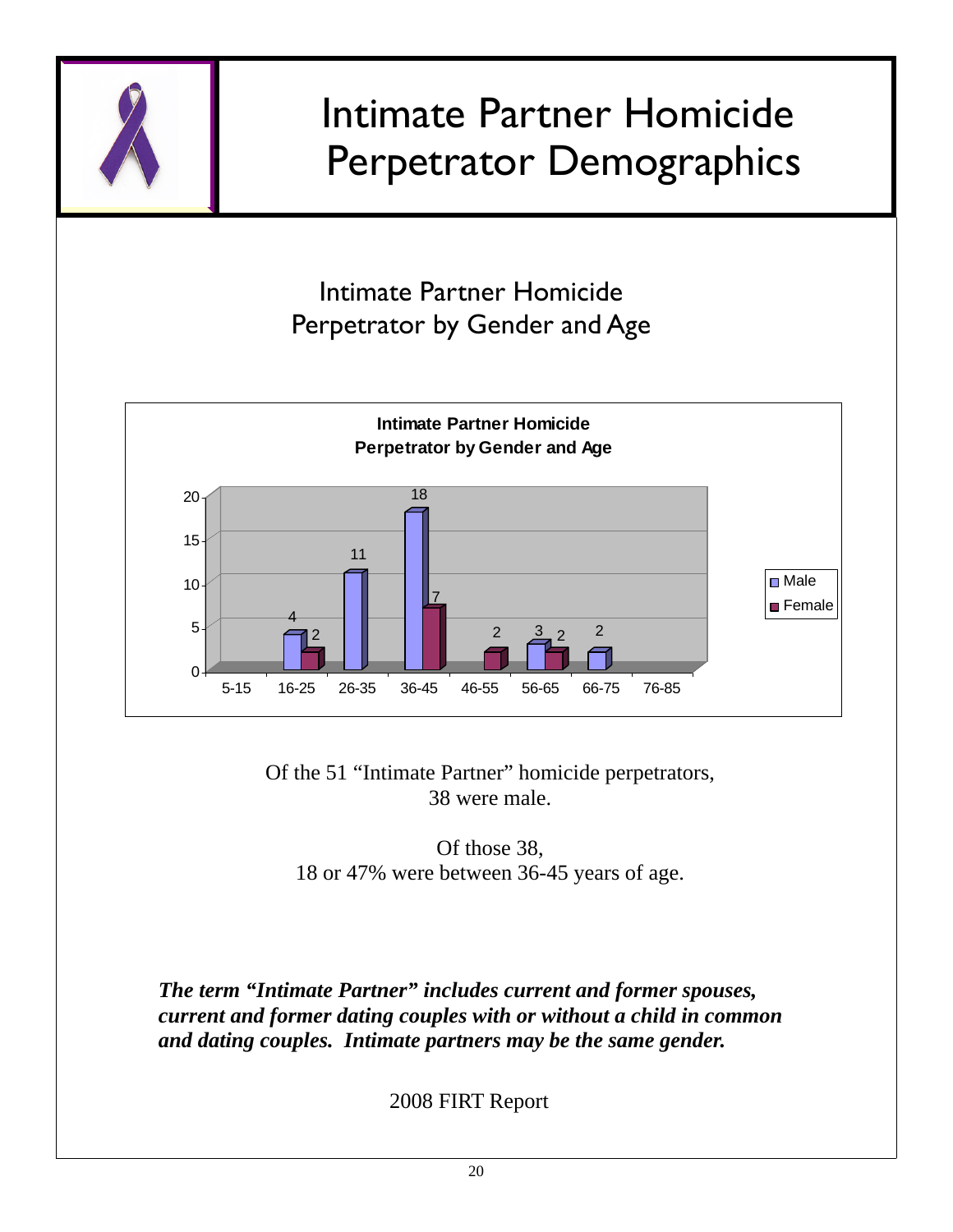# Intimate Partner Homicide Perpetrator Demographics

## Intimate Partner Homicide Perpetrator by Gender and Age

**Intimate Partner Homicide Perpetrator by Gender and Age**

| Age | Male | Female |
|---|---|---|
| 5-15 | | |
| 16-25 | 4 | 2 |
| 26-35 | 11 | |
| 36-45 | 18 | 7 |
| 46-55 | | 2 |
| 56-65 | 3 | 2 |
| 66-75 | 2 | |
| 76-85 | | |

Of the 51 "Intimate Partner" homicide perpetrators, 38 were male.

Of those 38, 18 or 47% were between 36-45 years of age.

***The term "Intimate Partner" includes current and former spouses, current and former dating couples with or without a child in common and dating couples. Intimate partners may be the same gender.***

2008 FIRT Report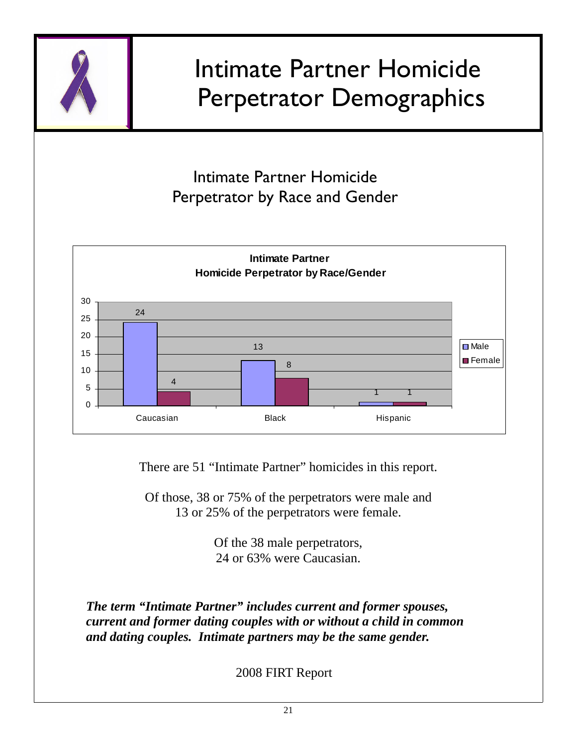# Intimate Partner Homicide Perpetrator Demographics

## Intimate Partner Homicide Perpetrator by Race and Gender

**Intimate Partner Homicide Perpetrator by Race/Gender**

| | Male | Female |
|---|---|---|
| Caucasian | 24 | 4 |
| Black | 13 | 8 |
| Hispanic | 1 | 1 |

There are 51 "Intimate Partner" homicides in this report.

Of those, 38 or 75% of the perpetrators were male and 13 or 25% of the perpetrators were female.

Of the 38 male perpetrators, 24 or 63% were Caucasian.

***The term "Intimate Partner" includes current and former spouses, current and former dating couples with or without a child in common and dating couples. Intimate partners may be the same gender.***

2008 FIRT Report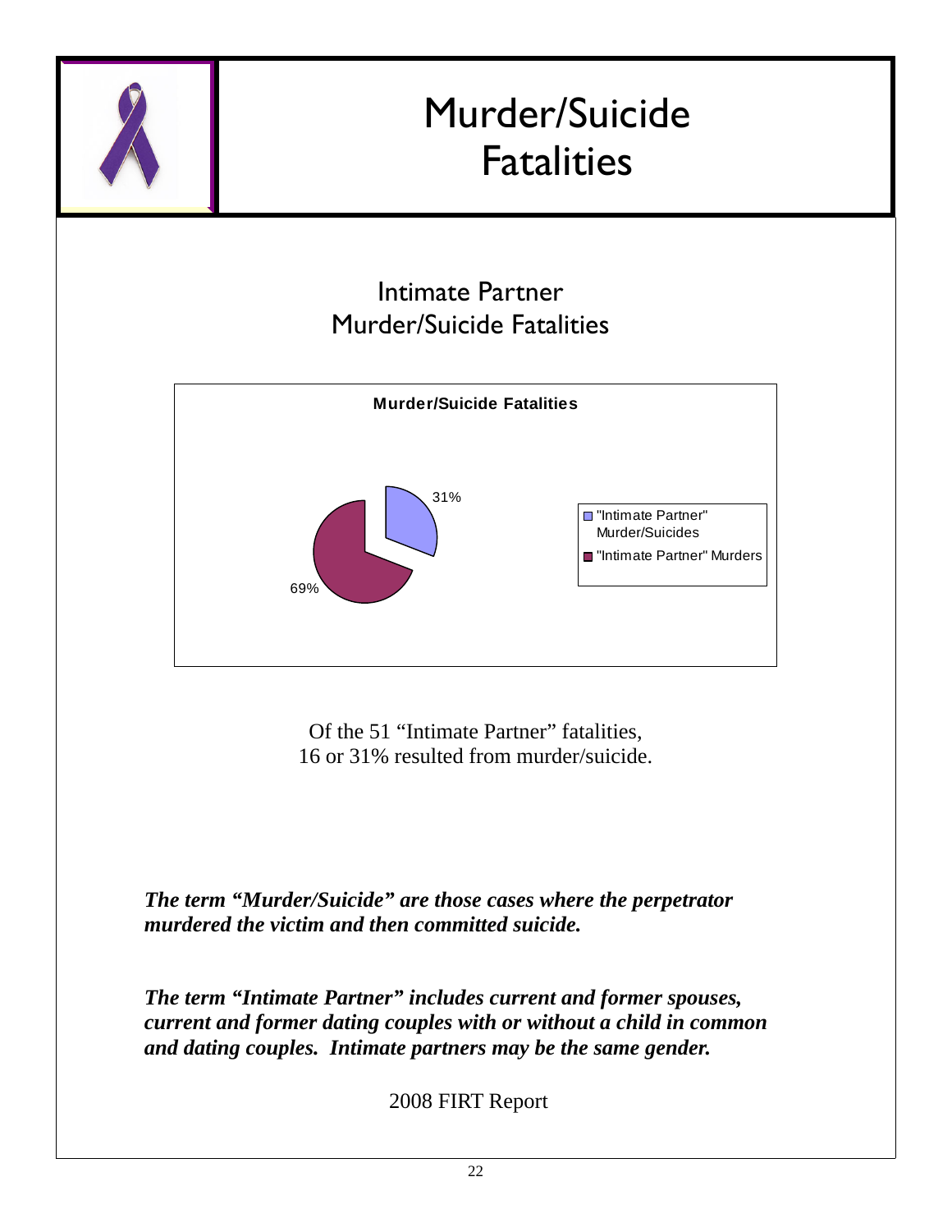# Murder/Suicide Fatalities

## Intimate Partner Murder/Suicide Fatalities

**Murder/Suicide Fatalities**

| Category | Percentage |
| --- | --- |
| "Intimate Partner" Murder/Suicides | 31% |
| "Intimate Partner" Murders | 69% |

Of the 51 "Intimate Partner" fatalities, 16 or 31% resulted from murder/suicide.

***The term "Murder/Suicide" are those cases where the perpetrator murdered the victim and then committed suicide.***

***The term "Intimate Partner" includes current and former spouses, current and former dating couples with or without a child in common and dating couples. Intimate partners may be the same gender.***

2008 FIRT Report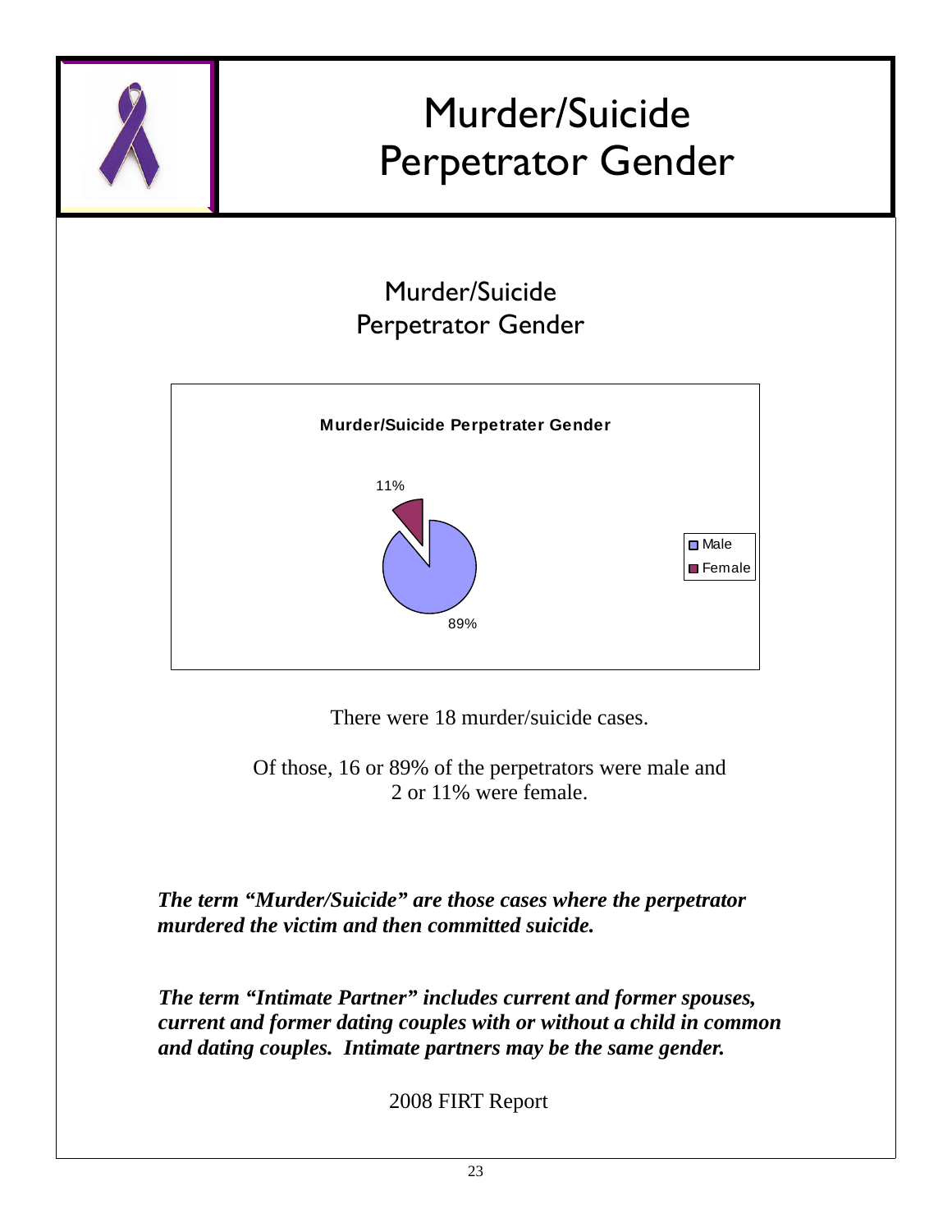# Murder/Suicide Perpetrator Gender

## Murder/Suicide Perpetrator Gender

**Murder/Suicide Perpetrater Gender**

| Gender | Percent |
|---|---|
| Male | 89% |
| Female | 11% |

There were 18 murder/suicide cases.

Of those, 16 or 89% of the perpetrators were male and 2 or 11% were female.

***The term "Murder/Suicide" are those cases where the perpetrator murdered the victim and then committed suicide.***

***The term "Intimate Partner" includes current and former spouses, current and former dating couples with or without a child in common and dating couples. Intimate partners may be the same gender.***

2008 FIRT Report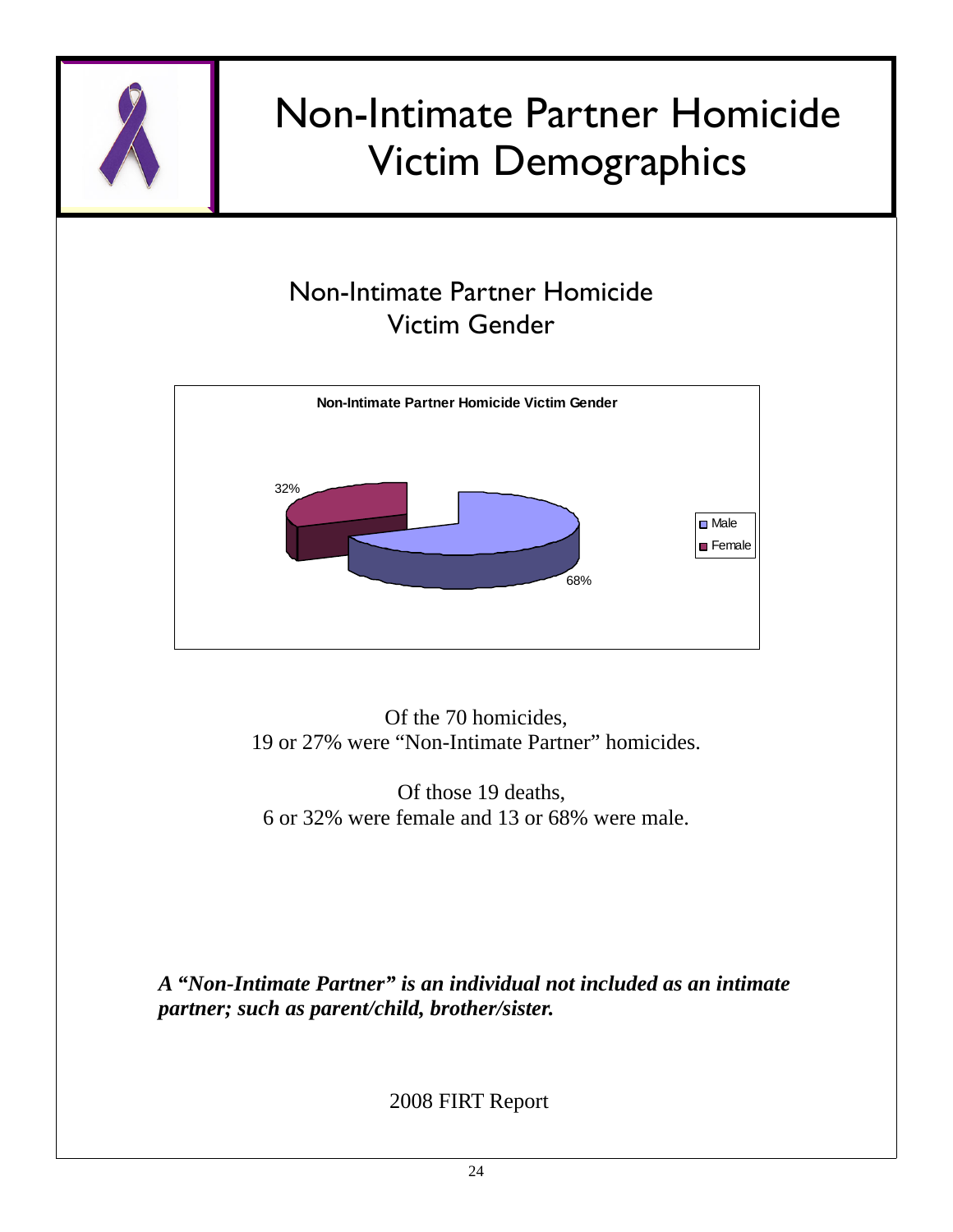# Non-Intimate Partner Homicide Victim Demographics

## Non-Intimate Partner Homicide Victim Gender

**Non-Intimate Partner Homicide Victim Gender**

32%

68%

Male
Female

Of the 70 homicides,
19 or 27% were "Non-Intimate Partner" homicides.

Of those 19 deaths,
6 or 32% were female and 13 or 68% were male.

***A "Non-Intimate Partner" is an individual not included as an intimate partner; such as parent/child, brother/sister.***

2008 FIRT Report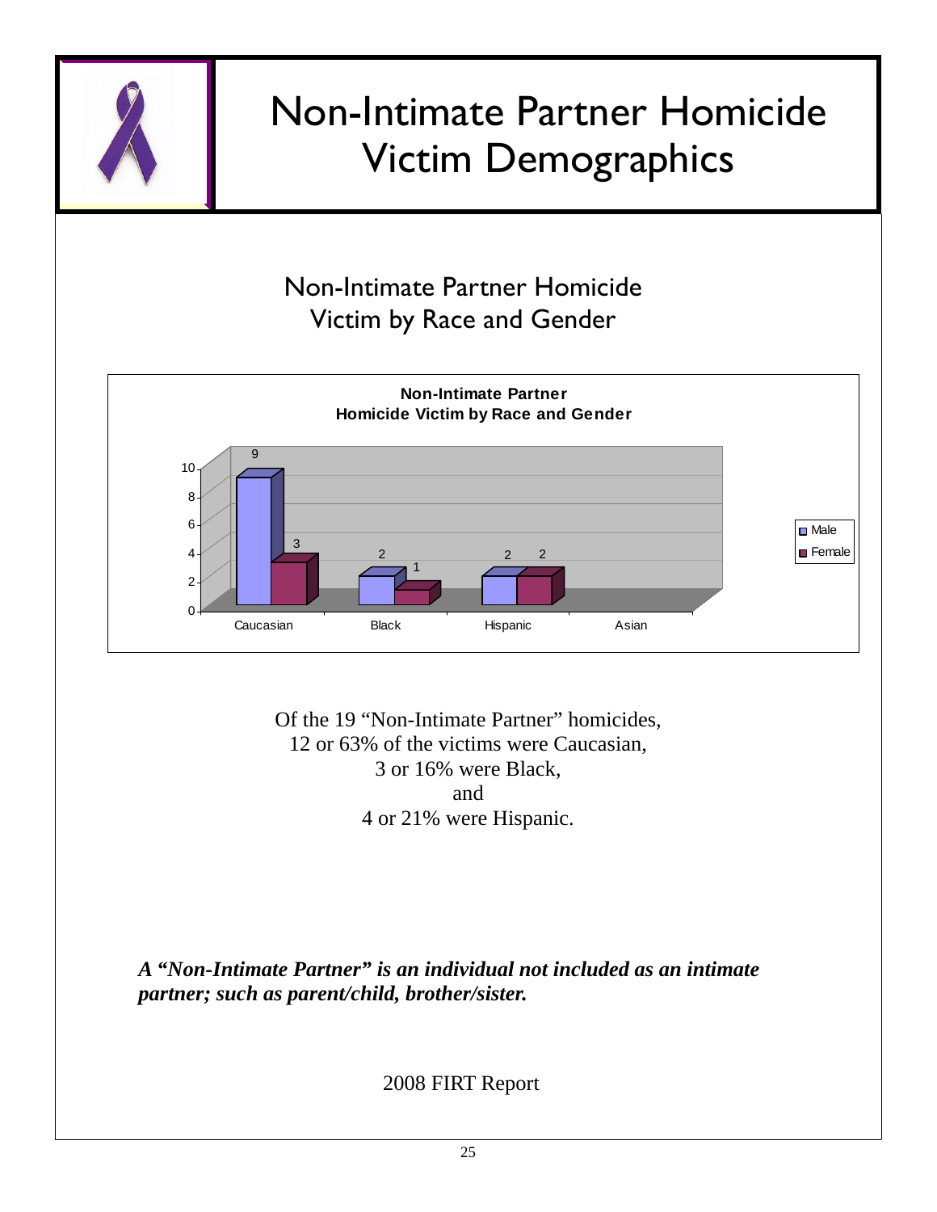# Non-Intimate Partner Homicide Victim Demographics

## Non-Intimate Partner Homicide Victim by Race and Gender

**Non-Intimate Partner Homicide Victim by Race and Gender**

| Race | Male | Female |
|---|---|---|
| Caucasian | 9 | 3 |
| Black | 2 | 1 |
| Hispanic | 2 | 2 |
| Asian | | |

Of the 19 "Non-Intimate Partner" homicides,
12 or 63% of the victims were Caucasian,
3 or 16% were Black,
and
4 or 21% were Hispanic.

***A "Non-Intimate Partner" is an individual not included as an intimate partner; such as parent/child, brother/sister.***

2008 FIRT Report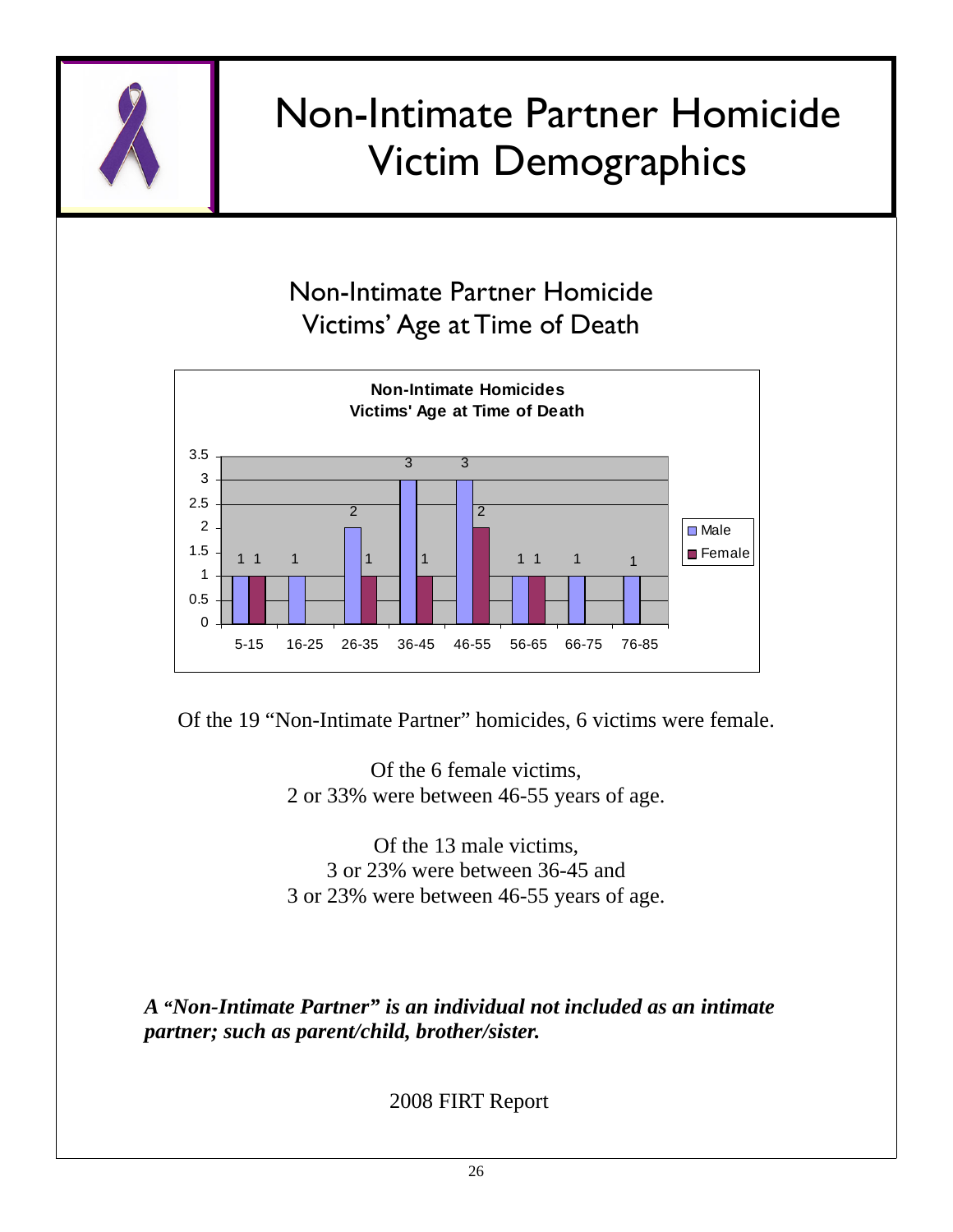# Non-Intimate Partner Homicide Victim Demographics

## Non-Intimate Partner Homicide Victims' Age at Time of Death

**Non-Intimate Homicides**
**Victims' Age at Time of Death**

| Age | Male | Female |
|---|---|---|
| 5-15 | 1 | 1 |
| 16-25 | 1 | |
| 26-35 | 2 | 1 |
| 36-45 | 3 | 1 |
| 46-55 | 3 | 2 |
| 56-65 | 1 | 1 |
| 66-75 | 1 | |
| 76-85 | 1 | |

Of the 19 "Non-Intimate Partner" homicides, 6 victims were female.

Of the 6 female victims,
2 or 33% were between 46-55 years of age.

Of the 13 male victims,
3 or 23% were between 36-45 and
3 or 23% were between 46-55 years of age.

***A "Non-Intimate Partner" is an individual not included as an intimate partner; such as parent/child, brother/sister.***

2008 FIRT Report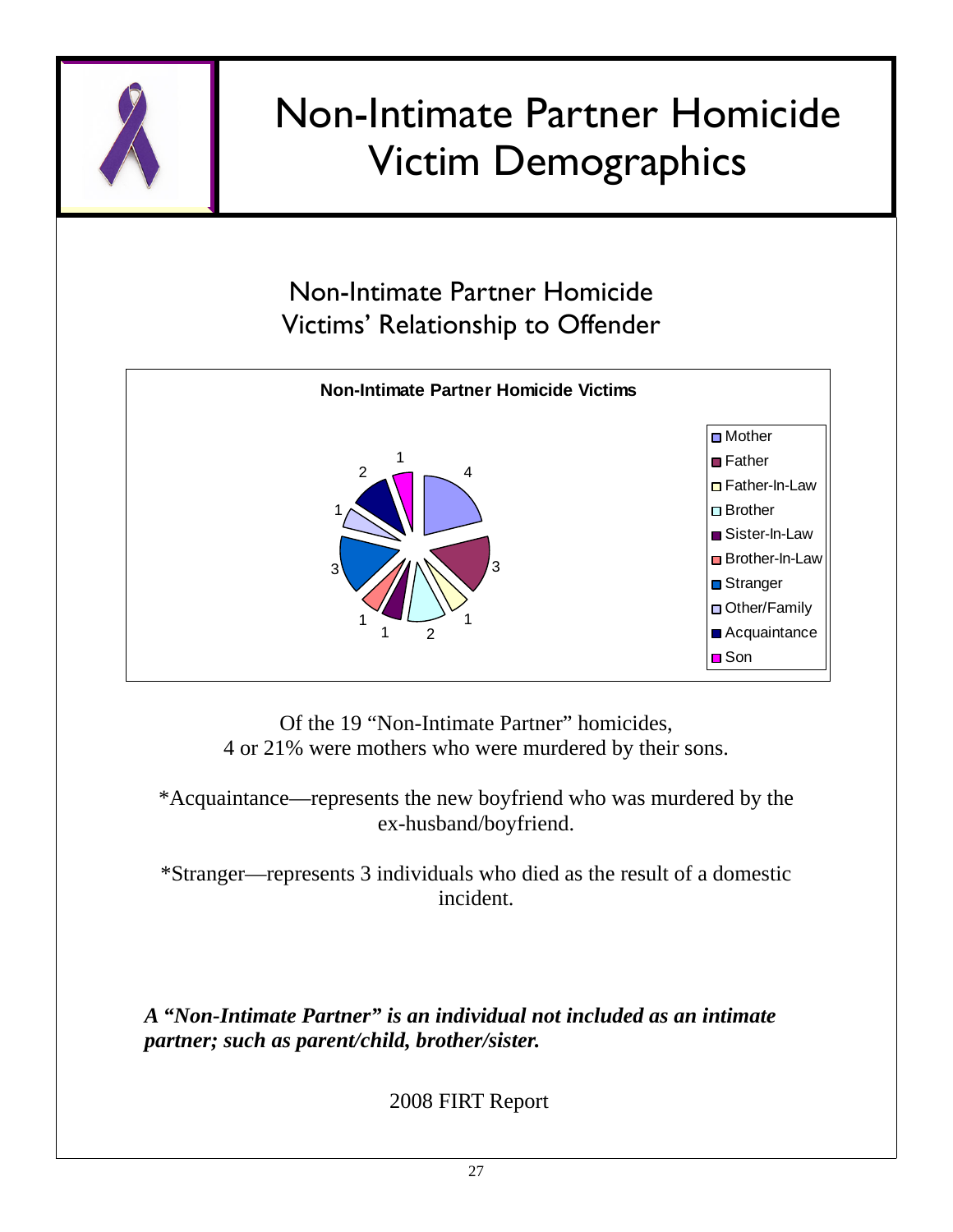# Non-Intimate Partner Homicide Victim Demographics

## Non-Intimate Partner Homicide Victims' Relationship to Offender

**Non-Intimate Partner Homicide Victims**

| Relationship | Count |
|---|---|
| Mother | 4 |
| Father | 3 |
| Father-In-Law | 1 |
| Brother | 2 |
| Sister-In-Law | 1 |
| Brother-In-Law | 1 |
| Stranger | 3 |
| Other/Family | 1 |
| Acquaintance | 2 |
| Son | 1 |

Of the 19 "Non-Intimate Partner" homicides, 4 or 21% were mothers who were murdered by their sons.

*Acquaintance—represents the new boyfriend who was murdered by the ex-husband/boyfriend.

*Stranger—represents 3 individuals who died as the result of a domestic incident.

***A "Non-Intimate Partner" is an individual not included as an intimate partner; such as parent/child, brother/sister.***

2008 FIRT Report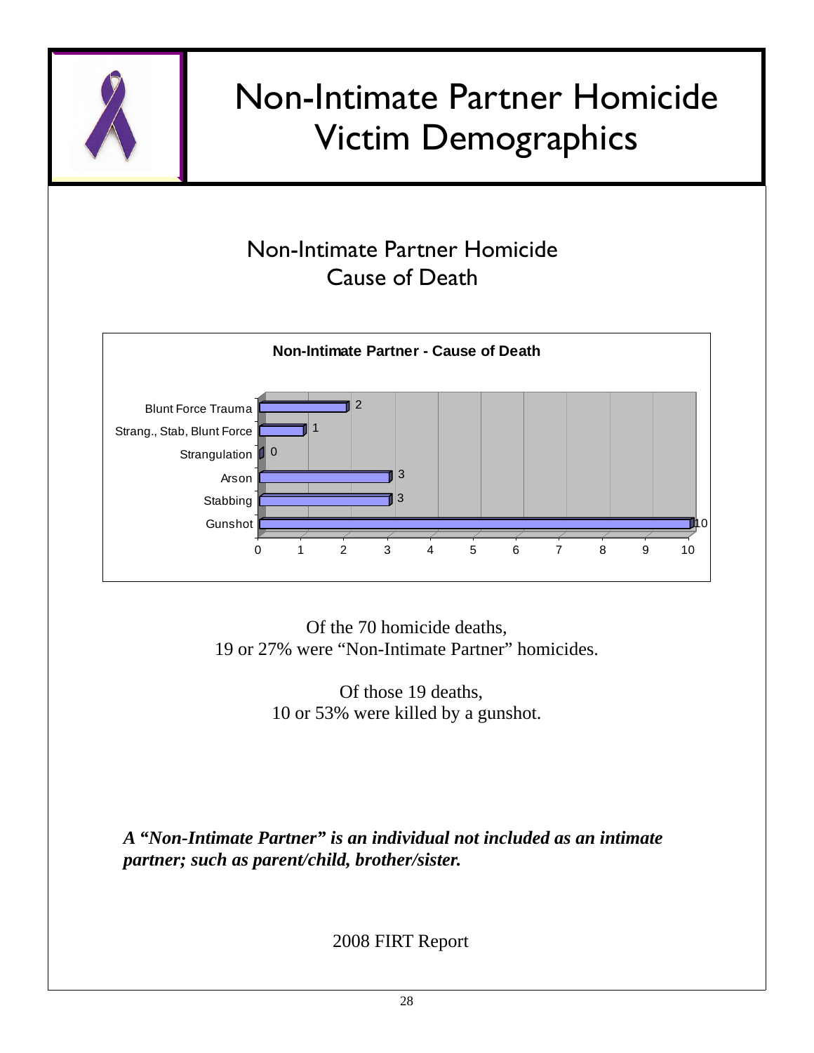# Non-Intimate Partner Homicide Victim Demographics

## Non-Intimate Partner Homicide Cause of Death

**Non-Intimate Partner - Cause of Death**

| Cause of Death | Count |
|---|---|
| Blunt Force Trauma | 2 |
| Strang., Stab, Blunt Force | 1 |
| Strangulation | 0 |
| Arson | 3 |
| Stabbing | 3 |
| Gunshot | 10 |

Of the 70 homicide deaths,
19 or 27% were "Non-Intimate Partner" homicides.

Of those 19 deaths,
10 or 53% were killed by a gunshot.

***A "Non-Intimate Partner" is an individual not included as an intimate partner; such as parent/child, brother/sister.***

2008 FIRT Report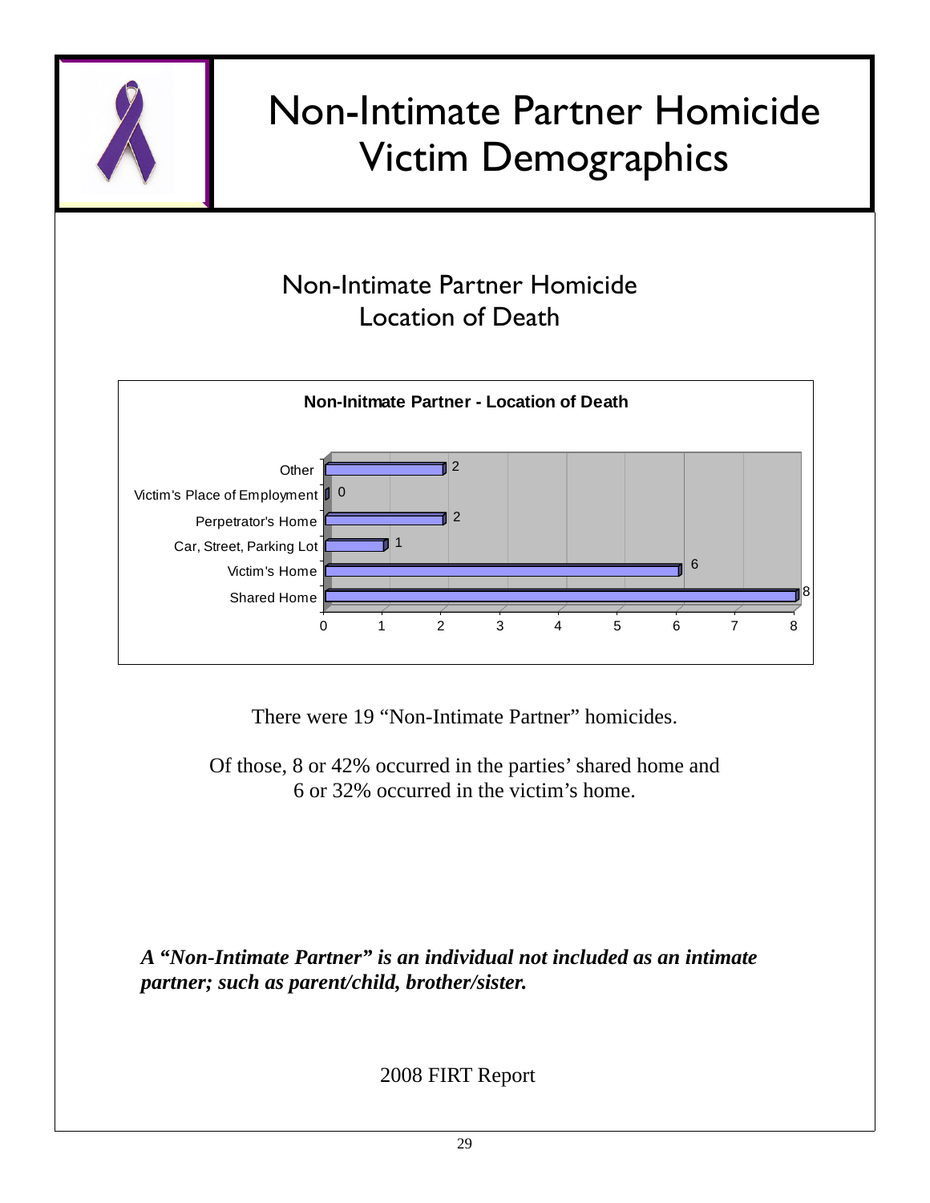# Non-Intimate Partner Homicide Victim Demographics

## Non-Intimate Partner Homicide Location of Death

**Non-Initmate Partner - Location of Death**

| Location | Count |
| --- | --- |
| Other | 2 |
| Victim's Place of Employment | 0 |
| Perpetrator's Home | 2 |
| Car, Street, Parking Lot | 1 |
| Victim's Home | 6 |
| Shared Home | 8 |

There were 19 "Non-Intimate Partner" homicides.

Of those, 8 or 42% occurred in the parties' shared home and 6 or 32% occurred in the victim's home.

***A "Non-Intimate Partner" is an individual not included as an intimate partner; such as parent/child, brother/sister.***

2008 FIRT Report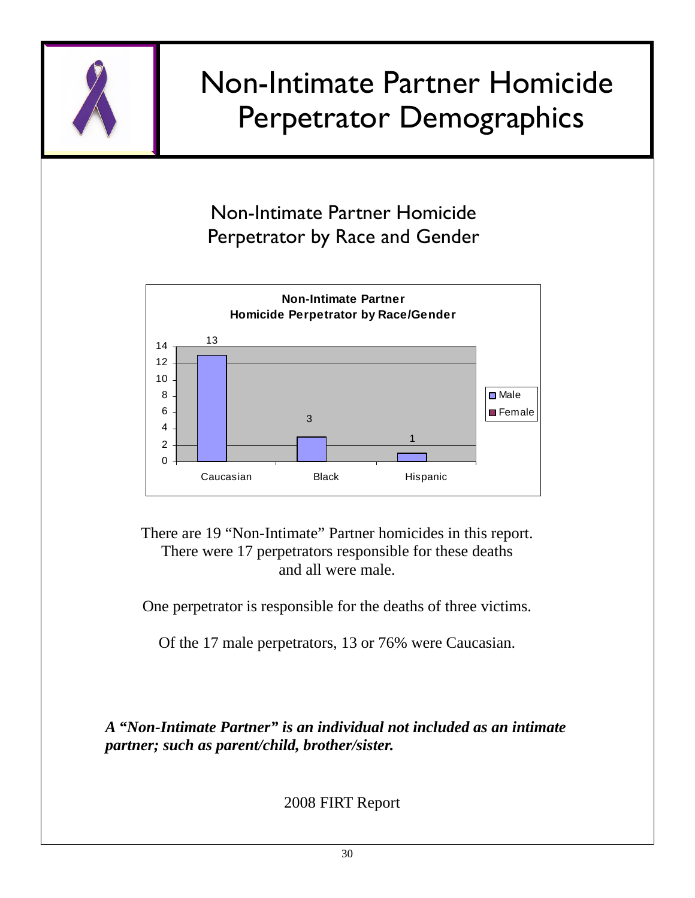# Non-Intimate Partner Homicide Perpetrator Demographics

## Non-Intimate Partner Homicide Perpetrator by Race and Gender

**Non-Intimate Partner Homicide Perpetrator by Race/Gender**

| Race | Male | Female |
|---|---|---|
| Caucasian | 13 | |
| Black | 3 | |
| Hispanic | 1 | |

There are 19 "Non-Intimate" Partner homicides in this report. There were 17 perpetrators responsible for these deaths and all were male.

One perpetrator is responsible for the deaths of three victims.

Of the 17 male perpetrators, 13 or 76% were Caucasian.

***A "Non-Intimate Partner" is an individual not included as an intimate partner; such as parent/child, brother/sister.***

2008 FIRT Report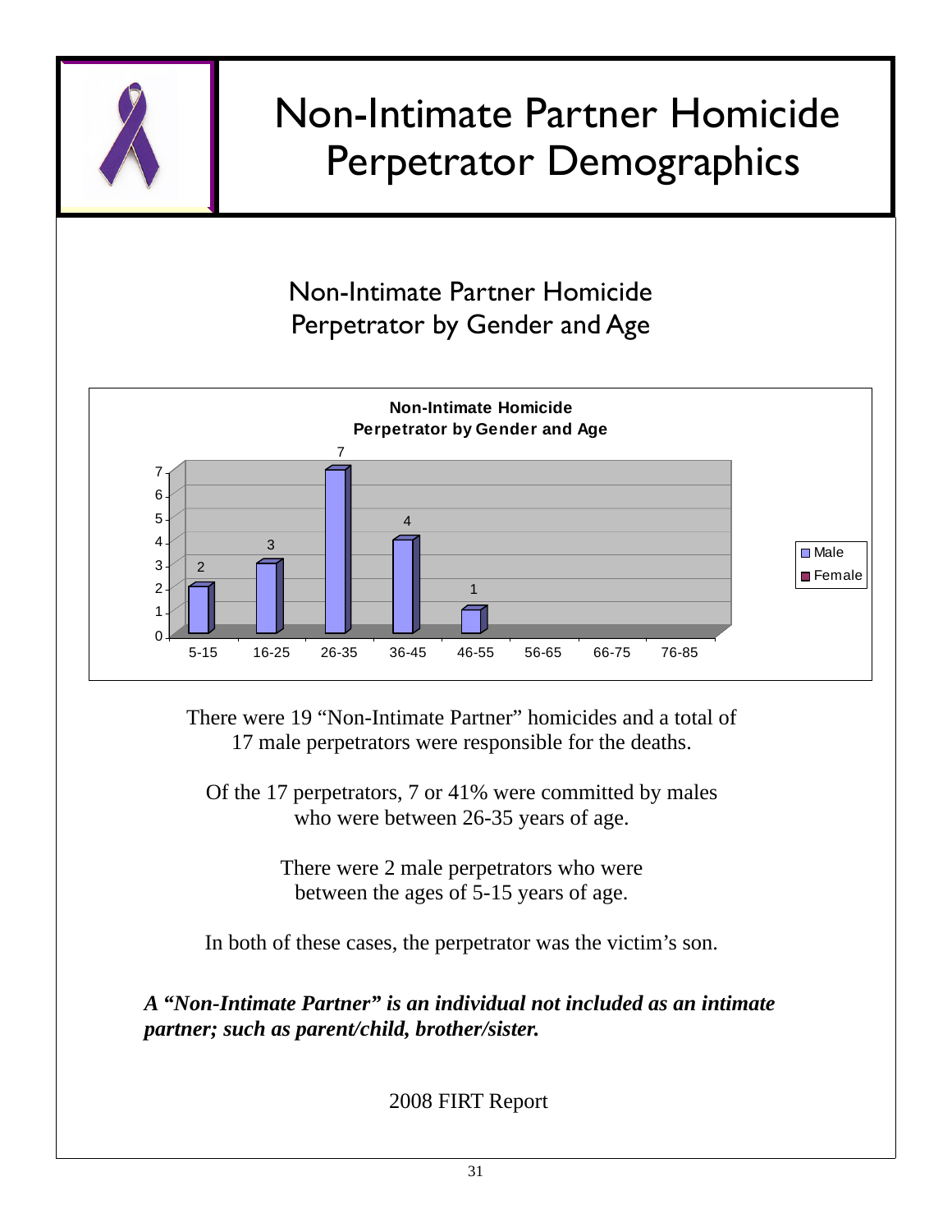# Non-Intimate Partner Homicide Perpetrator Demographics

## Non-Intimate Partner Homicide Perpetrator by Gender and Age

**Non-Intimate Homicide Perpetrator by Gender and Age**

| Age | Male | Female |
|---|---|---|
| 5-15 | 2 | |
| 16-25 | 3 | |
| 26-35 | 7 | |
| 36-45 | 4 | |
| 46-55 | 1 | |
| 56-65 | | |
| 66-75 | | |
| 76-85 | | |

There were 19 "Non-Intimate Partner" homicides and a total of 17 male perpetrators were responsible for the deaths.

Of the 17 perpetrators, 7 or 41% were committed by males who were between 26-35 years of age.

There were 2 male perpetrators who were between the ages of 5-15 years of age.

In both of these cases, the perpetrator was the victim's son.

***A "Non-Intimate Partner" is an individual not included as an intimate partner; such as parent/child, brother/sister.***

2008 FIRT Report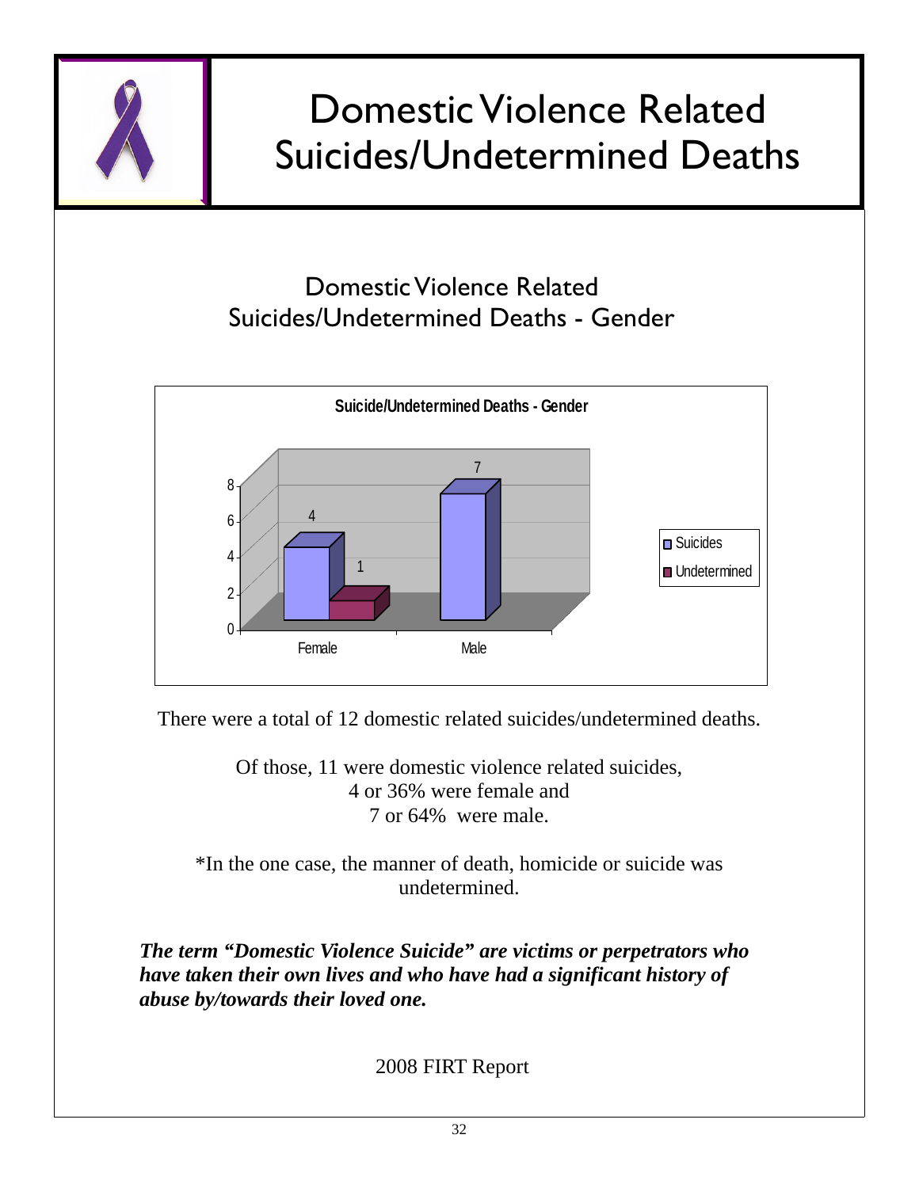# Domestic Violence Related Suicides/Undetermined Deaths

## Domestic Violence Related Suicides/Undetermined Deaths - Gender

**Suicide/Undetermined Deaths - Gender**

| | Suicides | Undetermined |
|---|---|---|
| Female | 4 | 1 |
| Male | 7 | |

There were a total of 12 domestic related suicides/undetermined deaths.

Of those, 11 were domestic violence related suicides,
4 or 36% were female and
7 or 64% were male.

*In the one case, the manner of death, homicide or suicide was undetermined.

***The term "Domestic Violence Suicide" are victims or perpetrators who have taken their own lives and who have had a significant history of abuse by/towards their loved one.***

2008 FIRT Report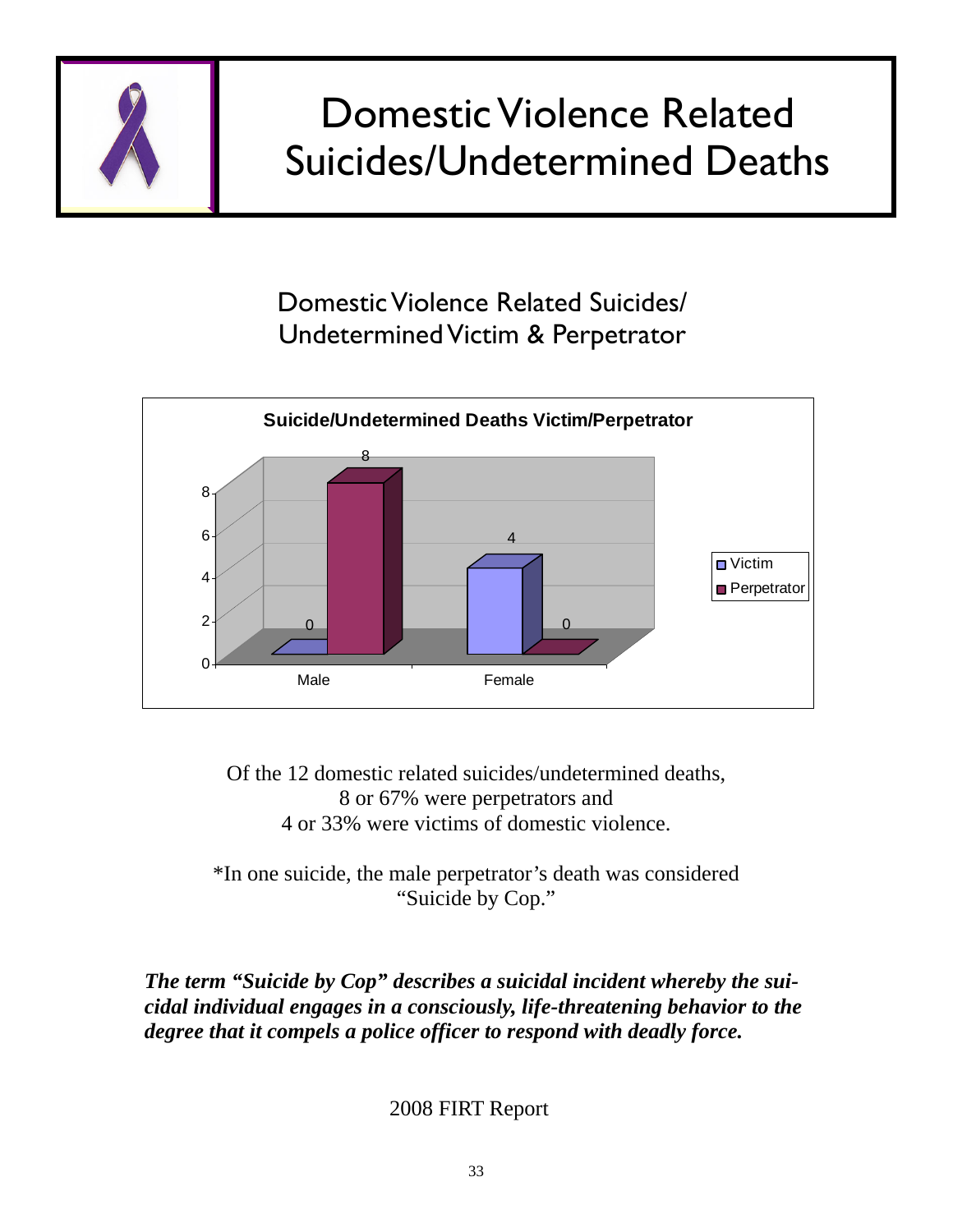# Domestic Violence Related Suicides/Undetermined Deaths

## Domestic Violence Related Suicides/ Undetermined Victim & Perpetrator

**Suicide/Undetermined Deaths Victim/Perpetrator**

| | Victim | Perpetrator |
|---|---|---|
| Male | 0 | 8 |
| Female | 4 | 0 |

Of the 12 domestic related suicides/undetermined deaths,
8 or 67% were perpetrators and
4 or 33% were victims of domestic violence.

*In one suicide, the male perpetrator's death was considered "Suicide by Cop."

***The term "Suicide by Cop" describes a suicidal incident whereby the suicidal individual engages in a consciously, life-threatening behavior to the degree that it compels a police officer to respond with deadly force.***

2008 FIRT Report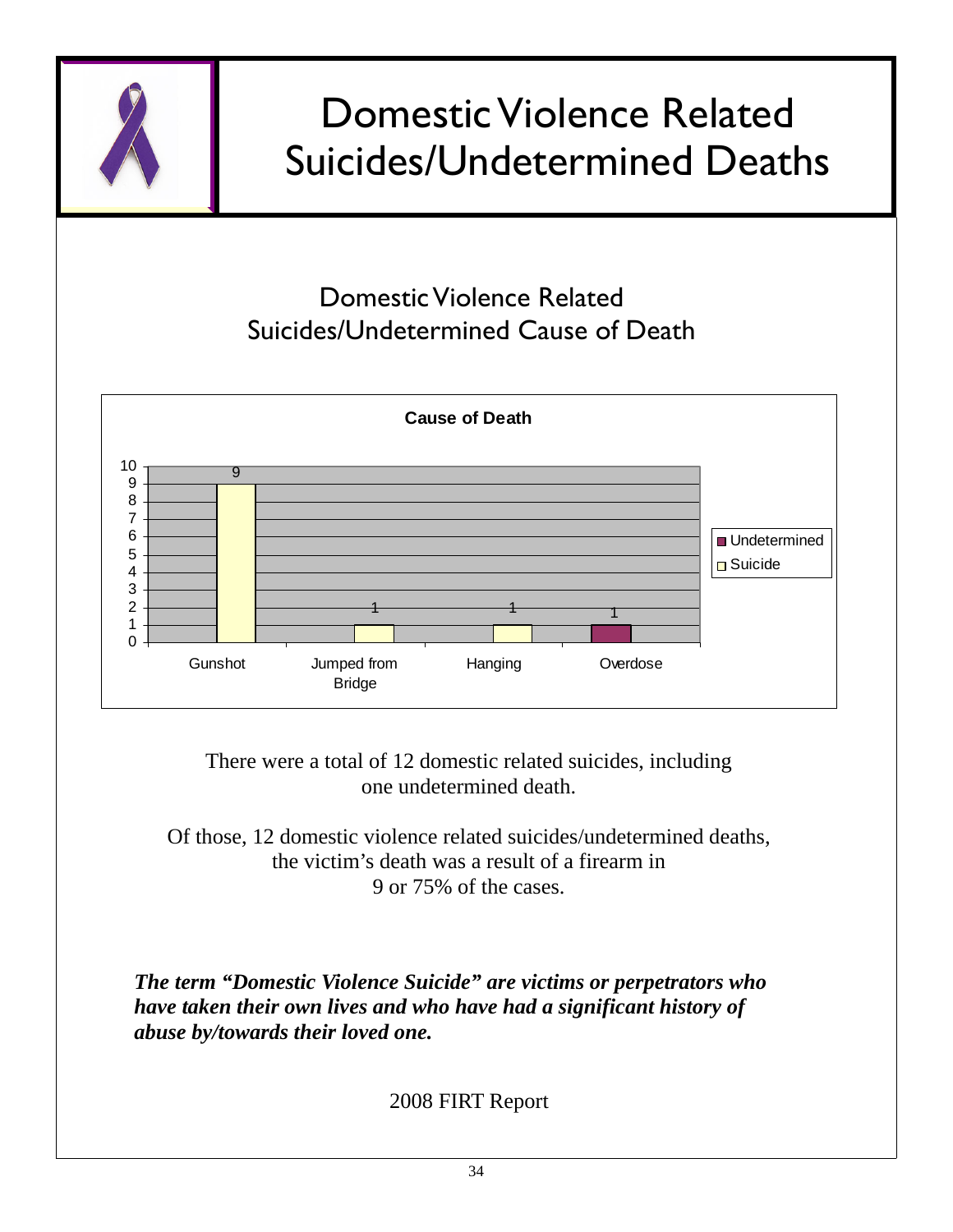# Domestic Violence Related Suicides/Undetermined Deaths

## Domestic Violence Related Suicides/Undetermined Cause of Death

**Cause of Death**

| Cause | Suicide | Undetermined |
| --- | --- | --- |
| Gunshot | 9 | |
| Jumped from Bridge | 1 | |
| Hanging | 1 | |
| Overdose | | 1 |

There were a total of 12 domestic related suicides, including one undetermined death.

Of those, 12 domestic violence related suicides/undetermined deaths, the victim's death was a result of a firearm in 9 or 75% of the cases.

***The term "Domestic Violence Suicide" are victims or perpetrators who have taken their own lives and who have had a significant history of abuse by/towards their loved one.***

2008 FIRT Report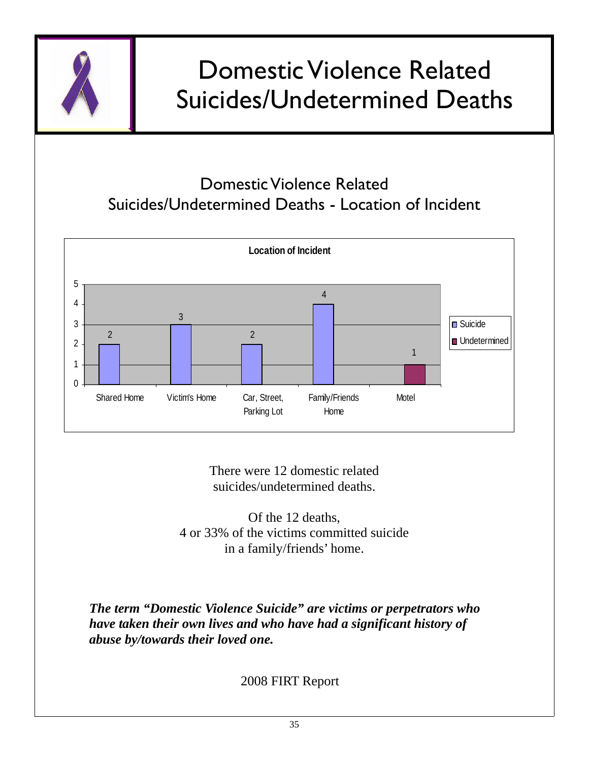# Domestic Violence Related Suicides/Undetermined Deaths

## Domestic Violence Related Suicides/Undetermined Deaths - Location of Incident

**Location of Incident**

| Location | Suicide | Undetermined |
| --- | --- | --- |
| Shared Home | 2 | |
| Victim's Home | 3 | |
| Car, Street, Parking Lot | 2 | |
| Family/Friends Home | 4 | |
| Motel | | 1 |

There were 12 domestic related suicides/undetermined deaths.

Of the 12 deaths,
4 or 33% of the victims committed suicide
in a family/friends' home.

***The term "Domestic Violence Suicide" are victims or perpetrators who have taken their own lives and who have had a significant history of abuse by/towards their loved one.***

2008 FIRT Report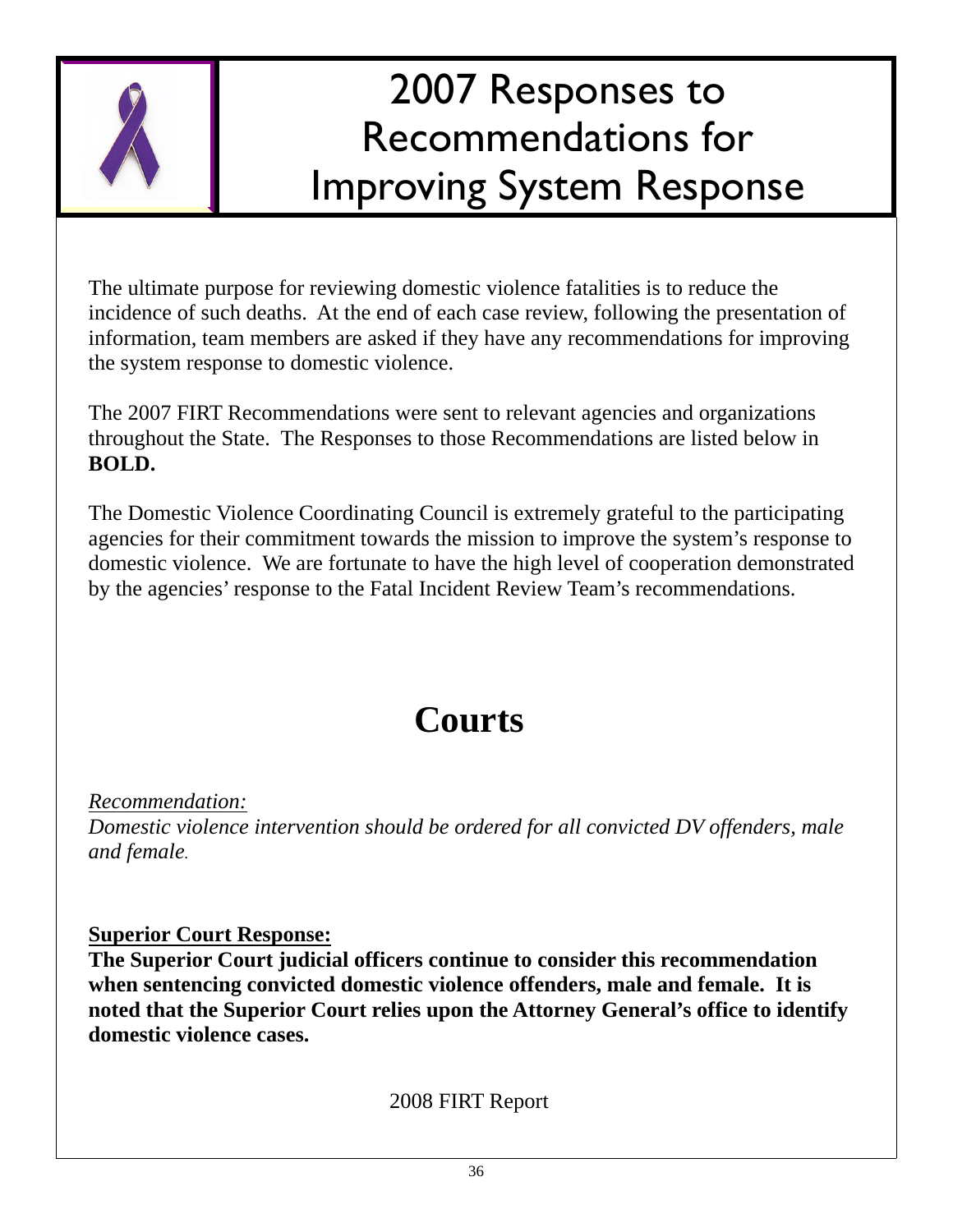# 2007 Responses to Recommendations for Improving System Response

The ultimate purpose for reviewing domestic violence fatalities is to reduce the incidence of such deaths. At the end of each case review, following the presentation of information, team members are asked if they have any recommendations for improving the system response to domestic violence.

The 2007 FIRT Recommendations were sent to relevant agencies and organizations throughout the State. The Responses to those Recommendations are listed below in **BOLD.**

The Domestic Violence Coordinating Council is extremely grateful to the participating agencies for their commitment towards the mission to improve the system's response to domestic violence. We are fortunate to have the high level of cooperation demonstrated by the agencies' response to the Fatal Incident Review Team's recommendations.

## Courts

*Recommendation:*
*Domestic violence intervention should be ordered for all convicted DV offenders, male and female.*

**Superior Court Response:**
**The Superior Court judicial officers continue to consider this recommendation when sentencing convicted domestic violence offenders, male and female. It is noted that the Superior Court relies upon the Attorney General's office to identify domestic violence cases.**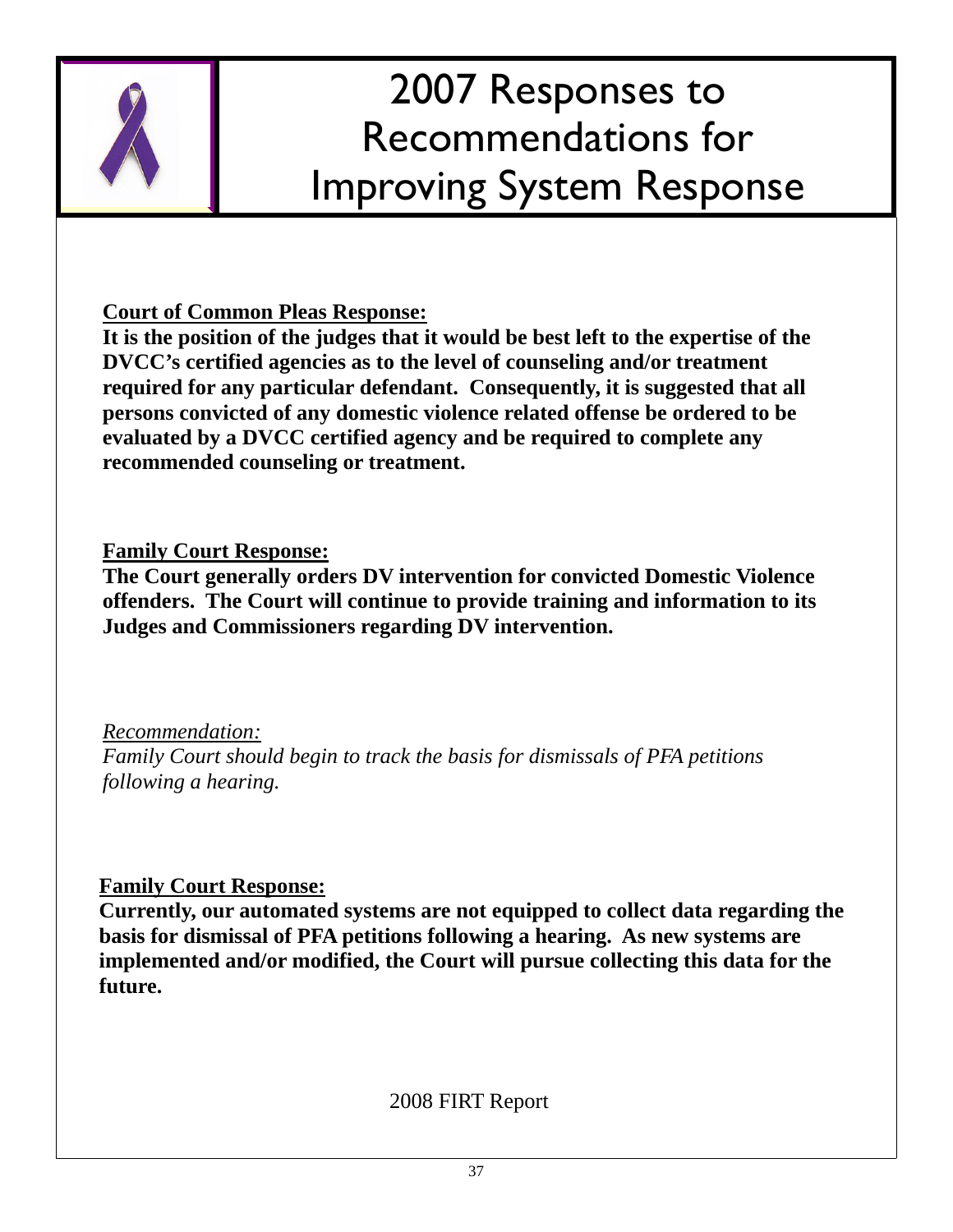# 2007 Responses to Recommendations for Improving System Response

**<u>Court of Common Pleas Response:</u>**
**It is the position of the judges that it would be best left to the expertise of the DVCC's certified agencies as to the level of counseling and/or treatment required for any particular defendant. Consequently, it is suggested that all persons convicted of any domestic violence related offense be ordered to be evaluated by a DVCC certified agency and be required to complete any recommended counseling or treatment.**

**<u>Family Court Response:</u>**
**The Court generally orders DV intervention for convicted Domestic Violence offenders. The Court will continue to provide training and information to its Judges and Commissioners regarding DV intervention.**

*<u>Recommendation:</u>*
*Family Court should begin to track the basis for dismissals of PFA petitions following a hearing.*

**<u>Family Court Response:</u>**
**Currently, our automated systems are not equipped to collect data regarding the basis for dismissal of PFA petitions following a hearing. As new systems are implemented and/or modified, the Court will pursue collecting this data for the future.**

2008 FIRT Report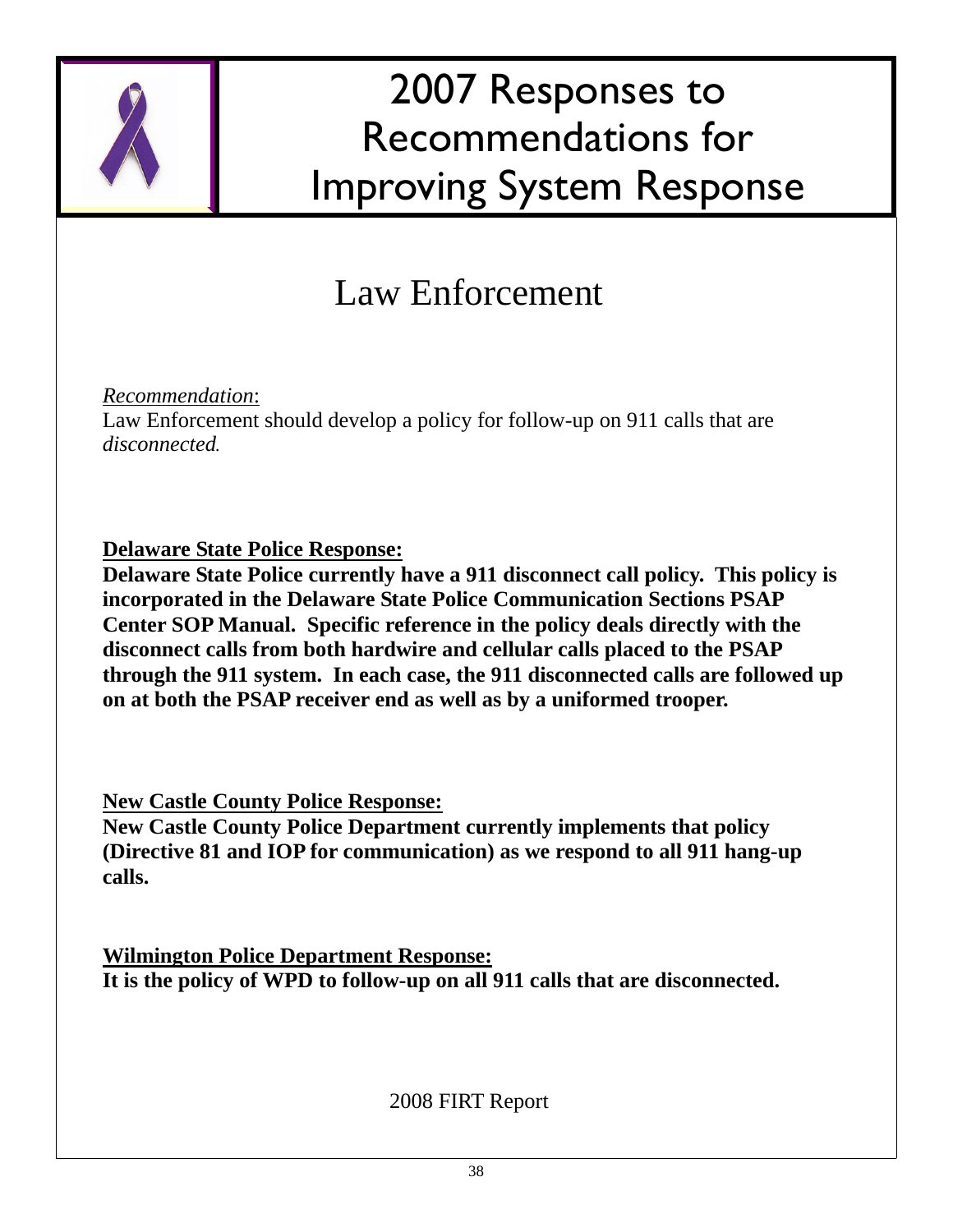# 2007 Responses to Recommendations for Improving System Response

## Law Enforcement

*Recommendation*:
Law Enforcement should develop a policy for follow-up on 911 calls that are *disconnected*.

**Delaware State Police Response:**
**Delaware State Police currently have a 911 disconnect call policy. This policy is incorporated in the Delaware State Police Communication Sections PSAP Center SOP Manual. Specific reference in the policy deals directly with the disconnect calls from both hardwire and cellular calls placed to the PSAP through the 911 system. In each case, the 911 disconnected calls are followed up on at both the PSAP receiver end as well as by a uniformed trooper.**

**New Castle County Police Response:**
**New Castle County Police Department currently implements that policy (Directive 81 and IOP for communication) as we respond to all 911 hang-up calls.**

**Wilmington Police Department Response:**
**It is the policy of WPD to follow-up on all 911 calls that are disconnected.**

2008 FIRT Report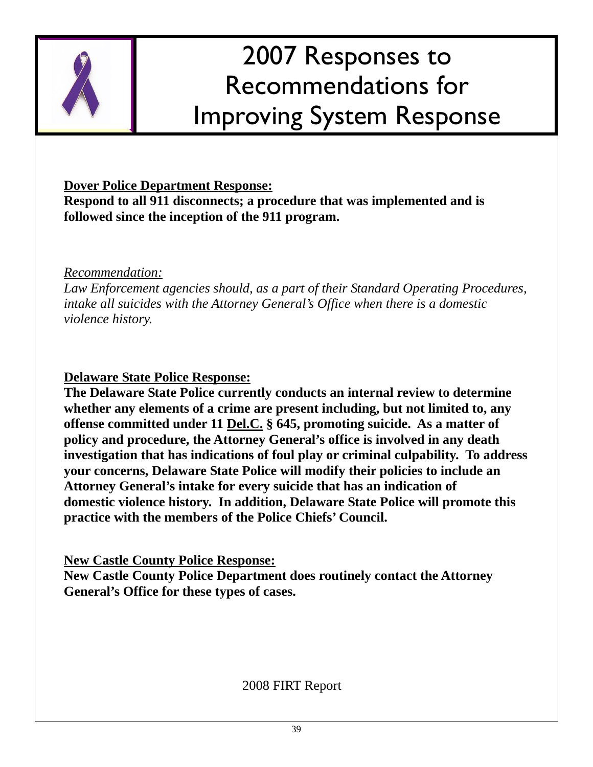# 2007 Responses to Recommendations for Improving System Response

**<u>Dover Police Department Response:</u>**
**Respond to all 911 disconnects; a procedure that was implemented and is followed since the inception of the 911 program.**

*<u>Recommendation:</u>*
*Law Enforcement agencies should, as a part of their Standard Operating Procedures, intake all suicides with the Attorney General's Office when there is a domestic violence history.*

**<u>Delaware State Police Response:</u>**
**The Delaware State Police currently conducts an internal review to determine whether any elements of a crime are present including, but not limited to, any offense committed under 11 <u>Del.C.</u> § 645, promoting suicide. As a matter of policy and procedure, the Attorney General's office is involved in any death investigation that has indications of foul play or criminal culpability. To address your concerns, Delaware State Police will modify their policies to include an Attorney General's intake for every suicide that has an indication of domestic violence history. In addition, Delaware State Police will promote this practice with the members of the Police Chiefs' Council.**

**<u>New Castle County Police Response:</u>**
**New Castle County Police Department does routinely contact the Attorney General's Office for these types of cases.**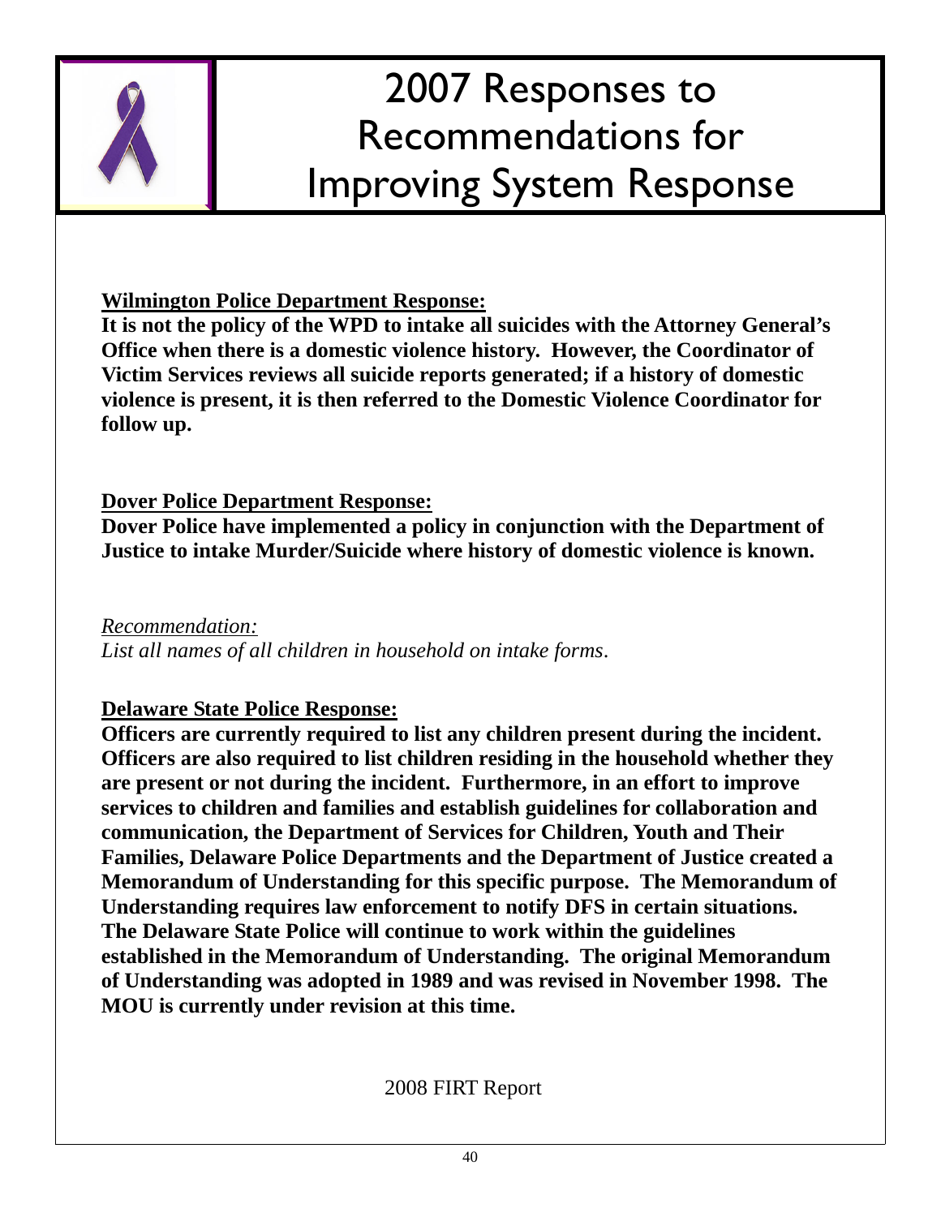# 2007 Responses to Recommendations for Improving System Response

**Wilmington Police Department Response:**
**It is not the policy of the WPD to intake all suicides with the Attorney General's Office when there is a domestic violence history. However, the Coordinator of Victim Services reviews all suicide reports generated; if a history of domestic violence is present, it is then referred to the Domestic Violence Coordinator for follow up.**

**Dover Police Department Response:**
**Dover Police have implemented a policy in conjunction with the Department of Justice to intake Murder/Suicide where history of domestic violence is known.**

*Recommendation:*
*List all names of all children in household on intake forms.*

**Delaware State Police Response:**
**Officers are currently required to list any children present during the incident. Officers are also required to list children residing in the household whether they are present or not during the incident. Furthermore, in an effort to improve services to children and families and establish guidelines for collaboration and communication, the Department of Services for Children, Youth and Their Families, Delaware Police Departments and the Department of Justice created a Memorandum of Understanding for this specific purpose. The Memorandum of Understanding requires law enforcement to notify DFS in certain situations. The Delaware State Police will continue to work within the guidelines established in the Memorandum of Understanding. The original Memorandum of Understanding was adopted in 1989 and was revised in November 1998. The MOU is currently under revision at this time.**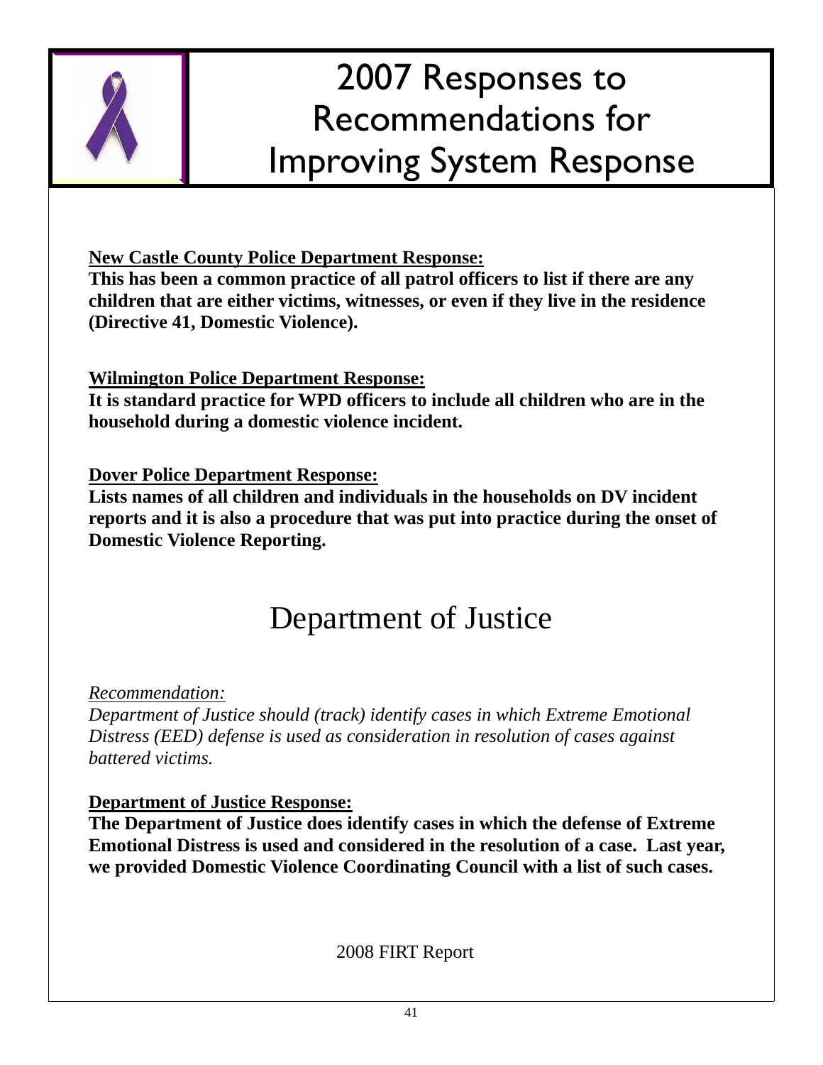# 2007 Responses to Recommendations for Improving System Response

**New Castle County Police Department Response:**
**This has been a common practice of all patrol officers to list if there are any children that are either victims, witnesses, or even if they live in the residence (Directive 41, Domestic Violence).**

**Wilmington Police Department Response:**
**It is standard practice for WPD officers to include all children who are in the household during a domestic violence incident.**

**Dover Police Department Response:**
**Lists names of all children and individuals in the households on DV incident reports and it is also a procedure that was put into practice during the onset of Domestic Violence Reporting.**

## Department of Justice

*Recommendation:*
*Department of Justice should (track) identify cases in which Extreme Emotional Distress (EED) defense is used as consideration in resolution of cases against battered victims.*

**Department of Justice Response:**
**The Department of Justice does identify cases in which the defense of Extreme Emotional Distress is used and considered in the resolution of a case. Last year, we provided Domestic Violence Coordinating Council with a list of such cases.**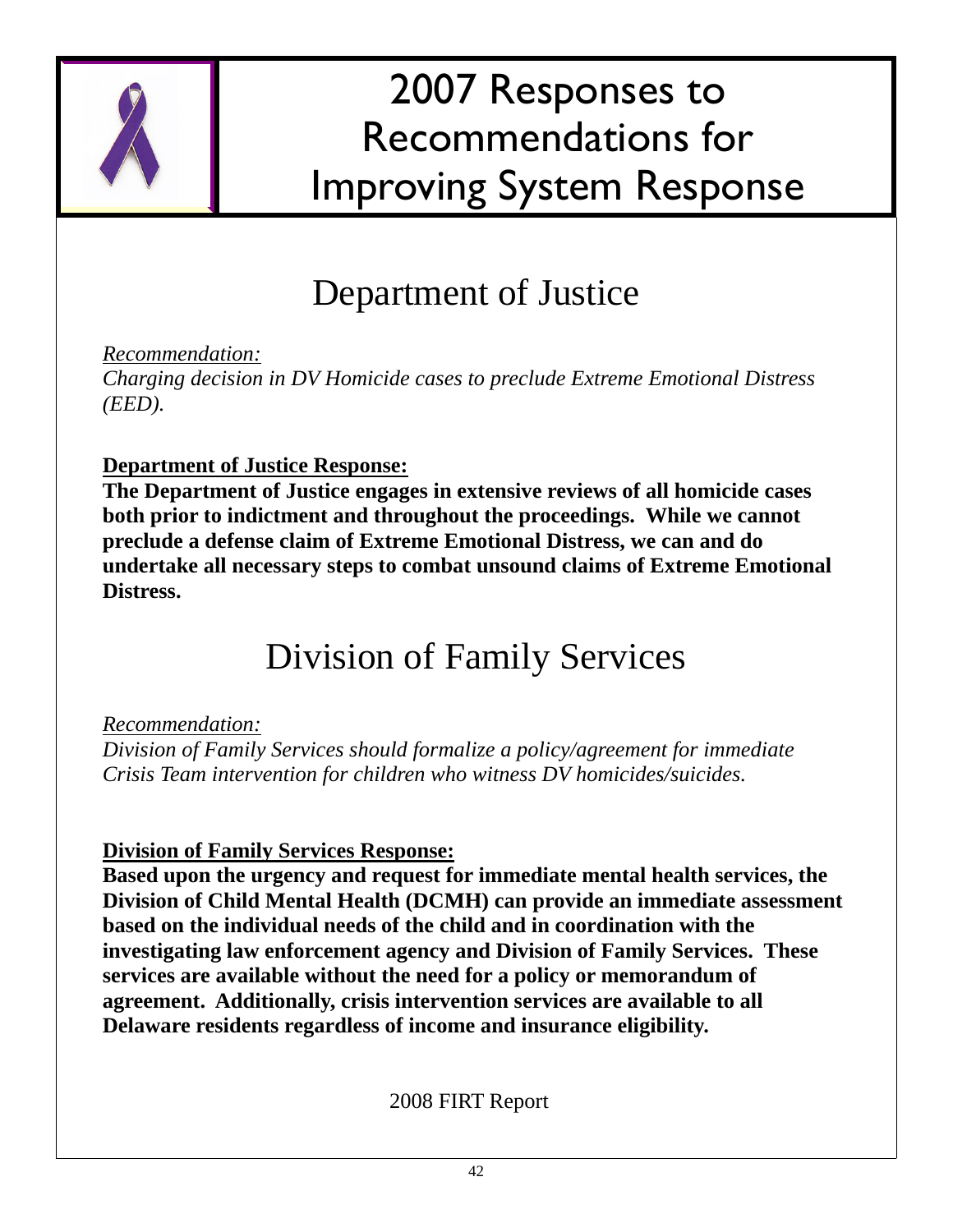# 2007 Responses to Recommendations for Improving System Response

## Department of Justice

*Recommendation:*

*Charging decision in DV Homicide cases to preclude Extreme Emotional Distress (EED).*

**Department of Justice Response:**

**The Department of Justice engages in extensive reviews of all homicide cases both prior to indictment and throughout the proceedings. While we cannot preclude a defense claim of Extreme Emotional Distress, we can and do undertake all necessary steps to combat unsound claims of Extreme Emotional Distress.**

## Division of Family Services

*Recommendation:*

*Division of Family Services should formalize a policy/agreement for immediate Crisis Team intervention for children who witness DV homicides/suicides.*

**Division of Family Services Response:**

**Based upon the urgency and request for immediate mental health services, the Division of Child Mental Health (DCMH) can provide an immediate assessment based on the individual needs of the child and in coordination with the investigating law enforcement agency and Division of Family Services. These services are available without the need for a policy or memorandum of agreement. Additionally, crisis intervention services are available to all Delaware residents regardless of income and insurance eligibility.**

2008 FIRT Report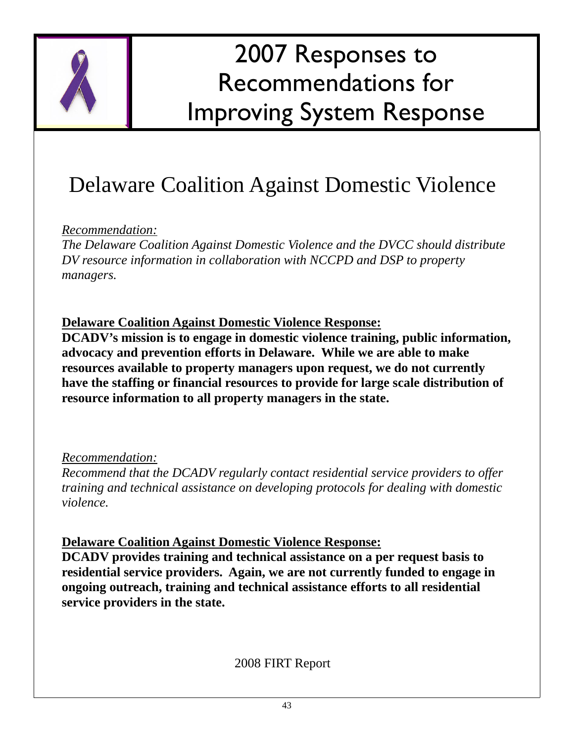# 2007 Responses to Recommendations for Improving System Response

## Delaware Coalition Against Domestic Violence

*Recommendation:*
*The Delaware Coalition Against Domestic Violence and the DVCC should distribute DV resource information in collaboration with NCCPD and DSP to property managers.*

**Delaware Coalition Against Domestic Violence Response:**
**DCADV's mission is to engage in domestic violence training, public information, advocacy and prevention efforts in Delaware. While we are able to make resources available to property managers upon request, we do not currently have the staffing or financial resources to provide for large scale distribution of resource information to all property managers in the state.**

*Recommendation:*
*Recommend that the DCADV regularly contact residential service providers to offer training and technical assistance on developing protocols for dealing with domestic violence.*

**Delaware Coalition Against Domestic Violence Response:**
**DCADV provides training and technical assistance on a per request basis to residential service providers. Again, we are not currently funded to engage in ongoing outreach, training and technical assistance efforts to all residential service providers in the state.**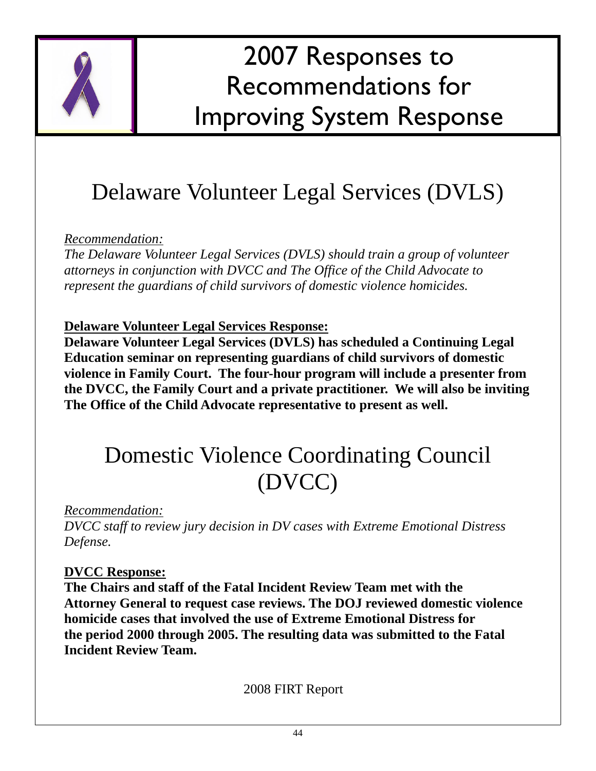# 2007 Responses to Recommendations for Improving System Response

## Delaware Volunteer Legal Services (DVLS)

*Recommendation:*
*The Delaware Volunteer Legal Services (DVLS) should train a group of volunteer attorneys in conjunction with DVCC and The Office of the Child Advocate to represent the guardians of child survivors of domestic violence homicides.*

**Delaware Volunteer Legal Services Response:**
**Delaware Volunteer Legal Services (DVLS) has scheduled a Continuing Legal Education seminar on representing guardians of child survivors of domestic violence in Family Court. The four-hour program will include a presenter from the DVCC, the Family Court and a private practitioner. We will also be inviting The Office of the Child Advocate representative to present as well.**

## Domestic Violence Coordinating Council (DVCC)

*Recommendation:*
*DVCC staff to review jury decision in DV cases with Extreme Emotional Distress Defense.*

**DVCC Response:**
**The Chairs and staff of the Fatal Incident Review Team met with the Attorney General to request case reviews. The DOJ reviewed domestic violence homicide cases that involved the use of Extreme Emotional Distress for the period 2000 through 2005. The resulting data was submitted to the Fatal Incident Review Team.**

2008 FIRT Report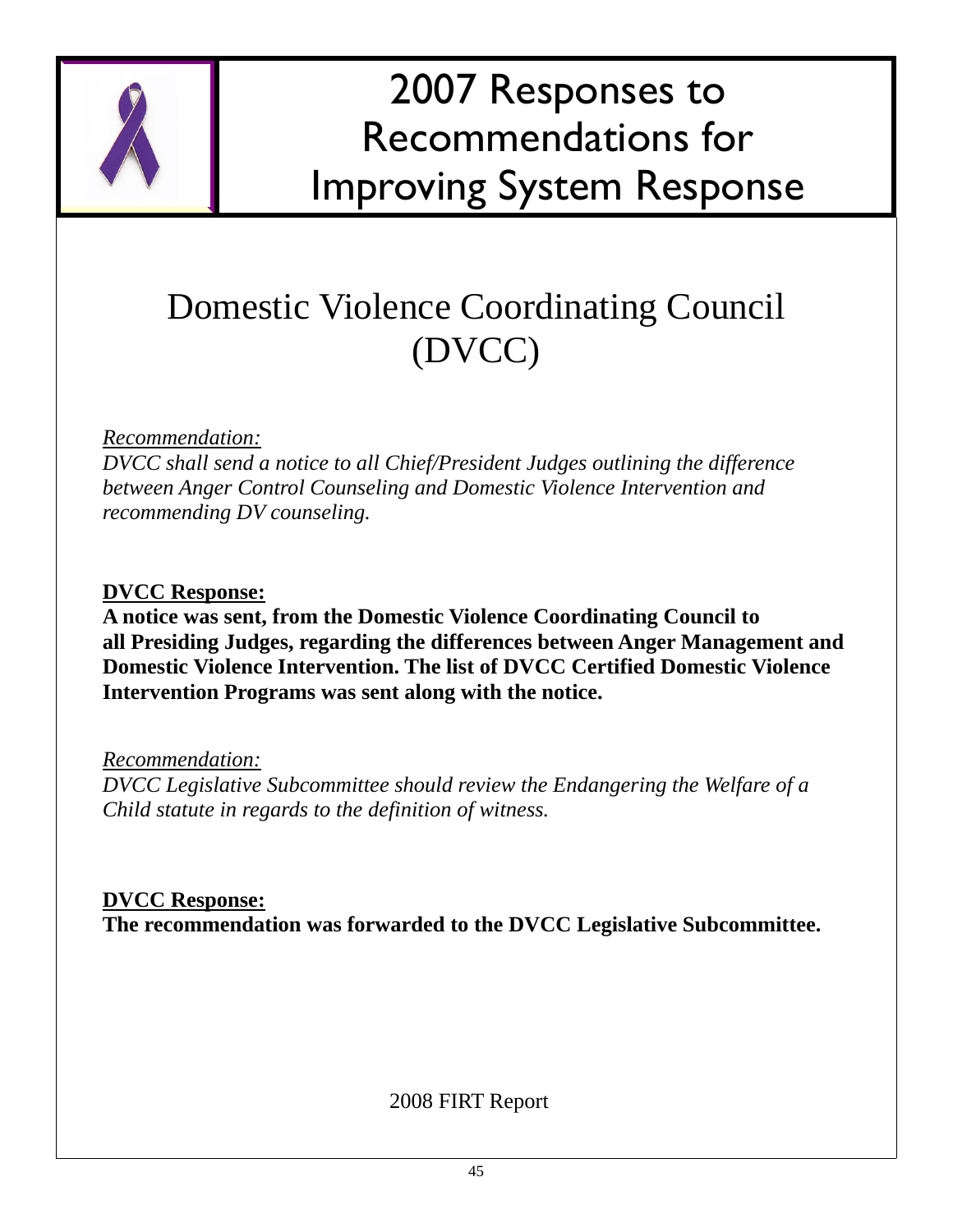# 2007 Responses to Recommendations for Improving System Response

## Domestic Violence Coordinating Council (DVCC)

*Recommendation:*
*DVCC shall send a notice to all Chief/President Judges outlining the difference between Anger Control Counseling and Domestic Violence Intervention and recommending DV counseling.*

**DVCC Response:**
**A notice was sent, from the Domestic Violence Coordinating Council to all Presiding Judges, regarding the differences between Anger Management and Domestic Violence Intervention. The list of DVCC Certified Domestic Violence Intervention Programs was sent along with the notice.**

*Recommendation:*
*DVCC Legislative Subcommittee should review the Endangering the Welfare of a Child statute in regards to the definition of witness.*

**DVCC Response:**
**The recommendation was forwarded to the DVCC Legislative Subcommittee.**

2008 FIRT Report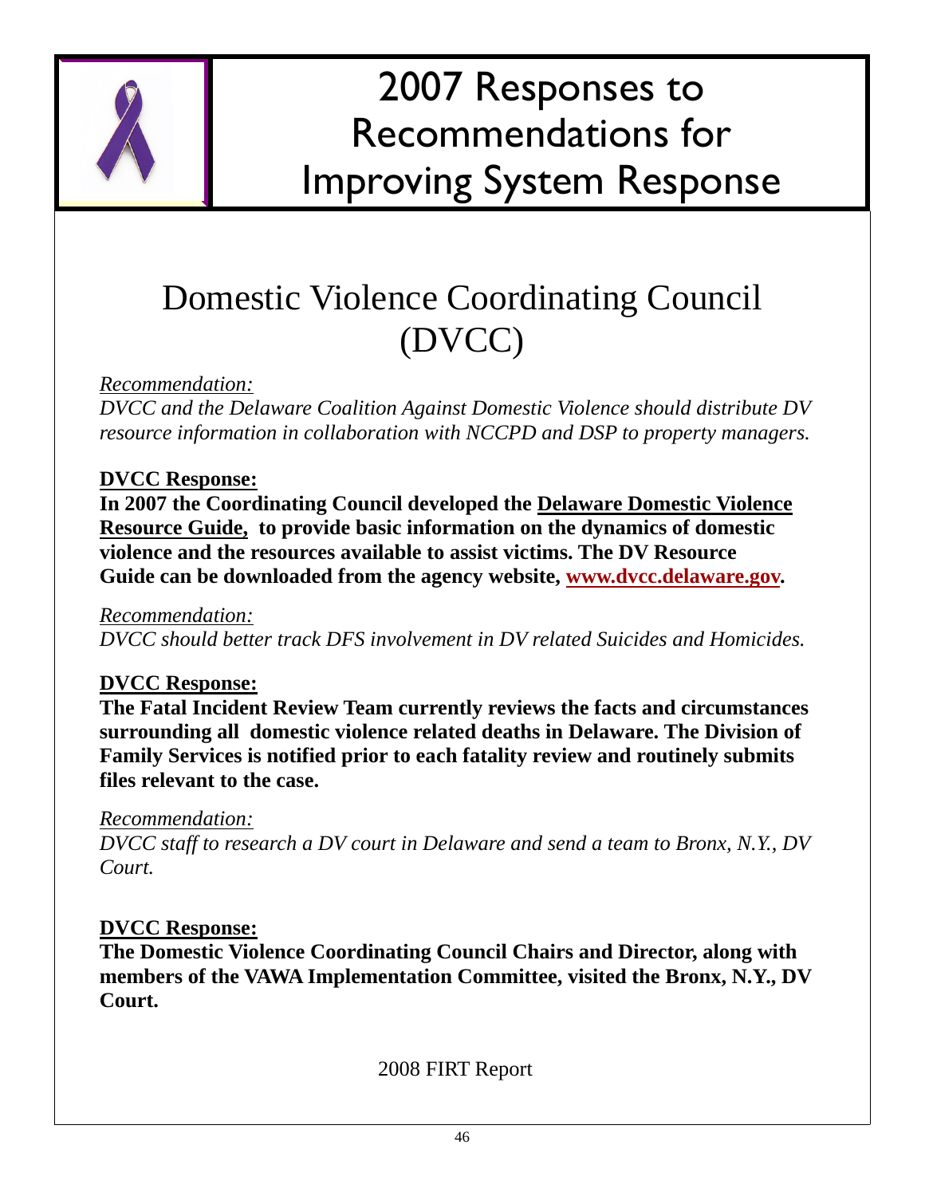# 2007 Responses to Recommendations for Improving System Response

## Domestic Violence Coordinating Council (DVCC)

*Recommendation:*
*DVCC and the Delaware Coalition Against Domestic Violence should distribute DV resource information in collaboration with NCCPD and DSP to property managers.*

**DVCC Response:**
**In 2007 the Coordinating Council developed the Delaware Domestic Violence Resource Guide, to provide basic information on the dynamics of domestic violence and the resources available to assist victims. The DV Resource Guide can be downloaded from the agency website, www.dvcc.delaware.gov.**

*Recommendation:*
*DVCC should better track DFS involvement in DV related Suicides and Homicides.*

**DVCC Response:**
**The Fatal Incident Review Team currently reviews the facts and circumstances surrounding all domestic violence related deaths in Delaware. The Division of Family Services is notified prior to each fatality review and routinely submits files relevant to the case.**

*Recommendation:*
*DVCC staff to research a DV court in Delaware and send a team to Bronx, N.Y., DV Court.*

**DVCC Response:**
**The Domestic Violence Coordinating Council Chairs and Director, along with members of the VAWA Implementation Committee, visited the Bronx, N.Y., DV Court.**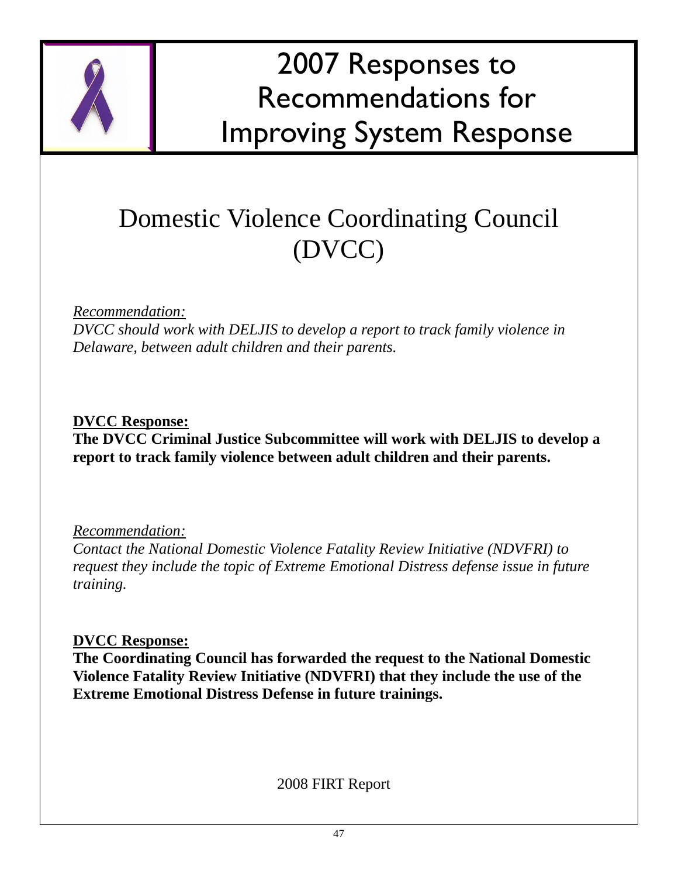# 2007 Responses to Recommendations for Improving System Response

## Domestic Violence Coordinating Council (DVCC)

*Recommendation:*
*DVCC should work with DELJIS to develop a report to track family violence in Delaware, between adult children and their parents.*

**DVCC Response:**
**The DVCC Criminal Justice Subcommittee will work with DELJIS to develop a report to track family violence between adult children and their parents.**

*Recommendation:*
*Contact the National Domestic Violence Fatality Review Initiative (NDVFRI) to request they include the topic of Extreme Emotional Distress defense issue in future training.*

**DVCC Response:**
**The Coordinating Council has forwarded the request to the National Domestic Violence Fatality Review Initiative (NDVFRI) that they include the use of the Extreme Emotional Distress Defense in future trainings.**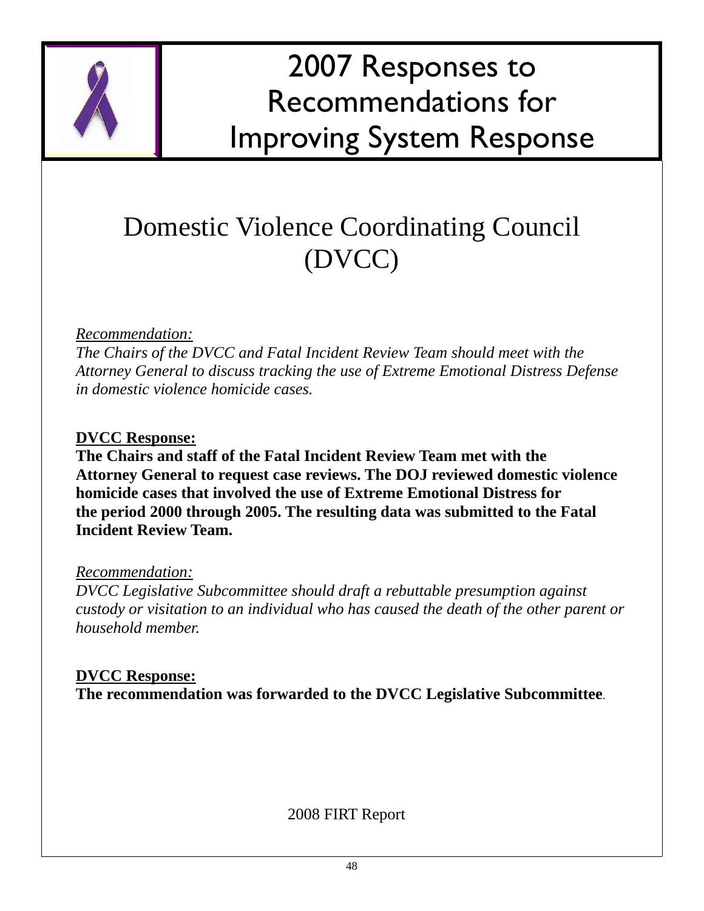# 2007 Responses to Recommendations for Improving System Response

## Domestic Violence Coordinating Council (DVCC)

*Recommendation:*
*The Chairs of the DVCC and Fatal Incident Review Team should meet with the Attorney General to discuss tracking the use of Extreme Emotional Distress Defense in domestic violence homicide cases.*

**DVCC Response:**
**The Chairs and staff of the Fatal Incident Review Team met with the Attorney General to request case reviews. The DOJ reviewed domestic violence homicide cases that involved the use of Extreme Emotional Distress for the period 2000 through 2005. The resulting data was submitted to the Fatal Incident Review Team.**

*Recommendation:*
*DVCC Legislative Subcommittee should draft a rebuttable presumption against custody or visitation to an individual who has caused the death of the other parent or household member.*

**DVCC Response:**
**The recommendation was forwarded to the DVCC Legislative Subcommittee**.

2008 FIRT Report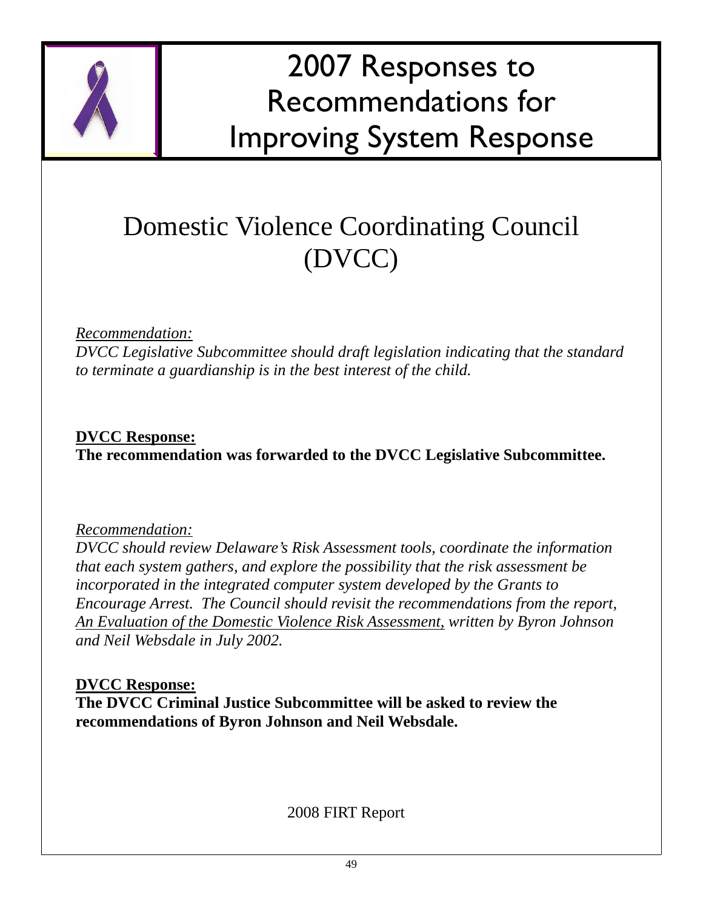# 2007 Responses to Recommendations for Improving System Response

## Domestic Violence Coordinating Council (DVCC)

*Recommendation:*

*DVCC Legislative Subcommittee should draft legislation indicating that the standard to terminate a guardianship is in the best interest of the child.*

**DVCC Response:**

**The recommendation was forwarded to the DVCC Legislative Subcommittee.**

*Recommendation:*

*DVCC should review Delaware's Risk Assessment tools, coordinate the information that each system gathers, and explore the possibility that the risk assessment be incorporated in the integrated computer system developed by the Grants to Encourage Arrest. The Council should revisit the recommendations from the report, An Evaluation of the Domestic Violence Risk Assessment, written by Byron Johnson and Neil Websdale in July 2002.*

**DVCC Response:**

**The DVCC Criminal Justice Subcommittee will be asked to review the recommendations of Byron Johnson and Neil Websdale.**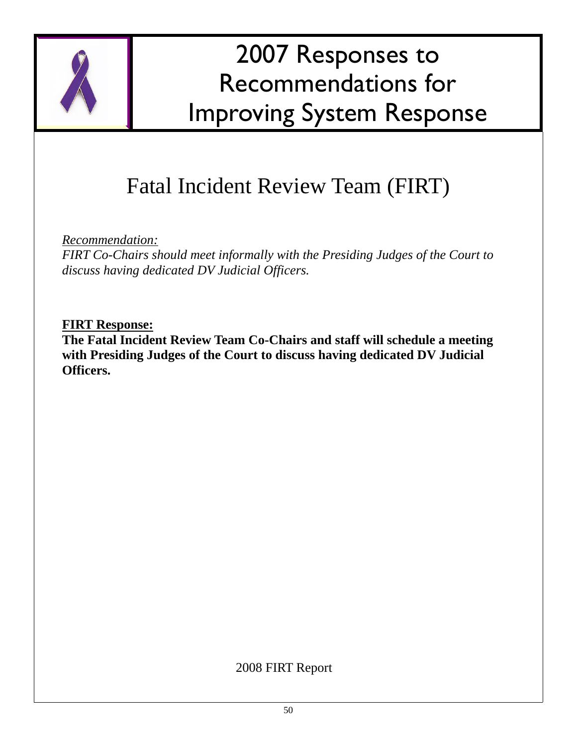# 2007 Responses to Recommendations for Improving System Response

## Fatal Incident Review Team (FIRT)

*Recommendation:*
*FIRT Co-Chairs should meet informally with the Presiding Judges of the Court to discuss having dedicated DV Judicial Officers.*

**FIRT Response:**
**The Fatal Incident Review Team Co-Chairs and staff will schedule a meeting with Presiding Judges of the Court to discuss having dedicated DV Judicial Officers.**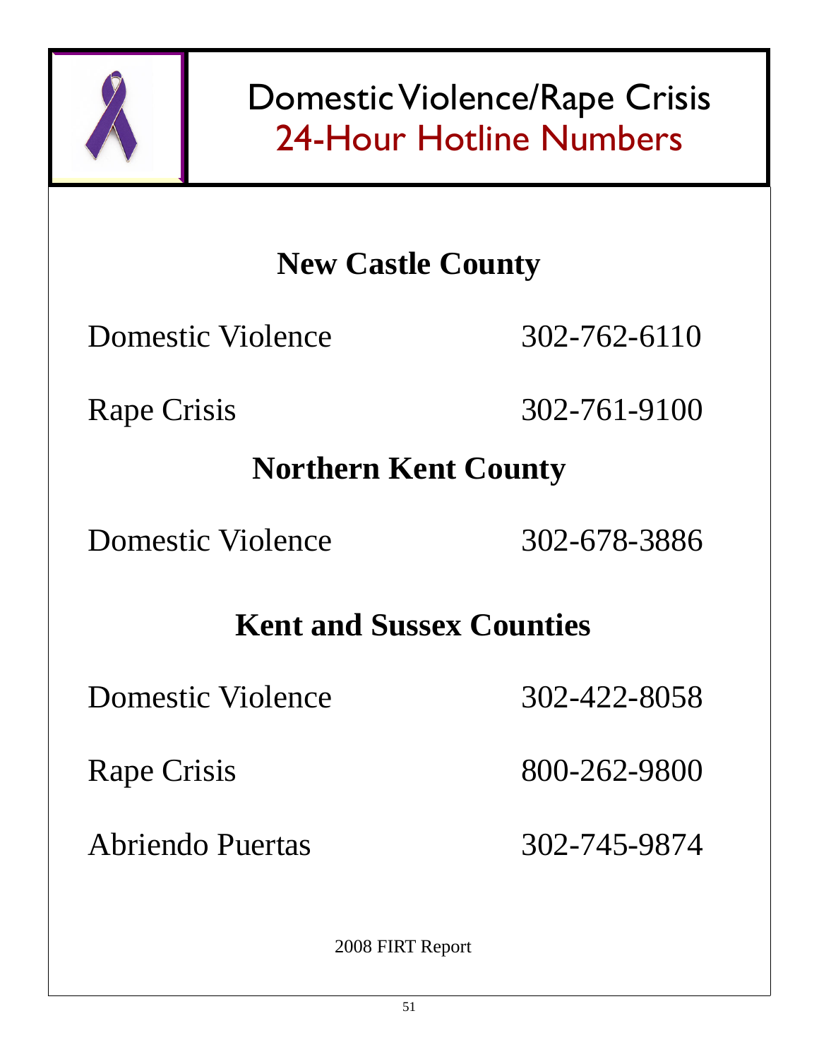# Domestic Violence/Rape Crisis
# 24-Hour Hotline Numbers

## New Castle County

| | |
|---|---|
| Domestic Violence | 302-762-6110 |
| Rape Crisis | 302-761-9100 |

## Northern Kent County

| | |
|---|---|
| Domestic Violence | 302-678-3886 |

## Kent and Sussex Counties

| | |
|---|---|
| Domestic Violence | 302-422-8058 |
| Rape Crisis | 800-262-9800 |
| Abriendo Puertas | 302-745-9874 |

2008 FIRT Report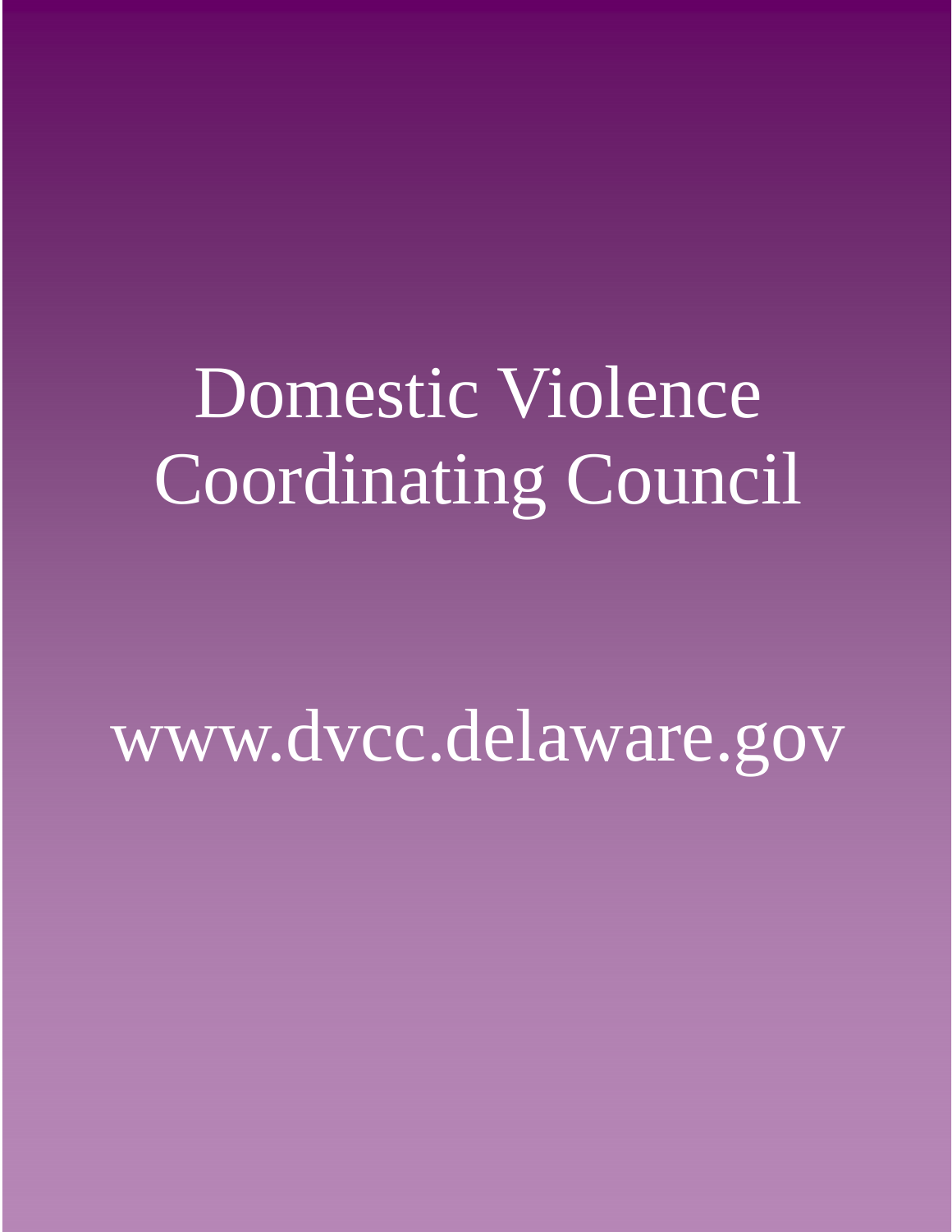# Domestic Violence Coordinating Council

www.dvcc.delaware.gov